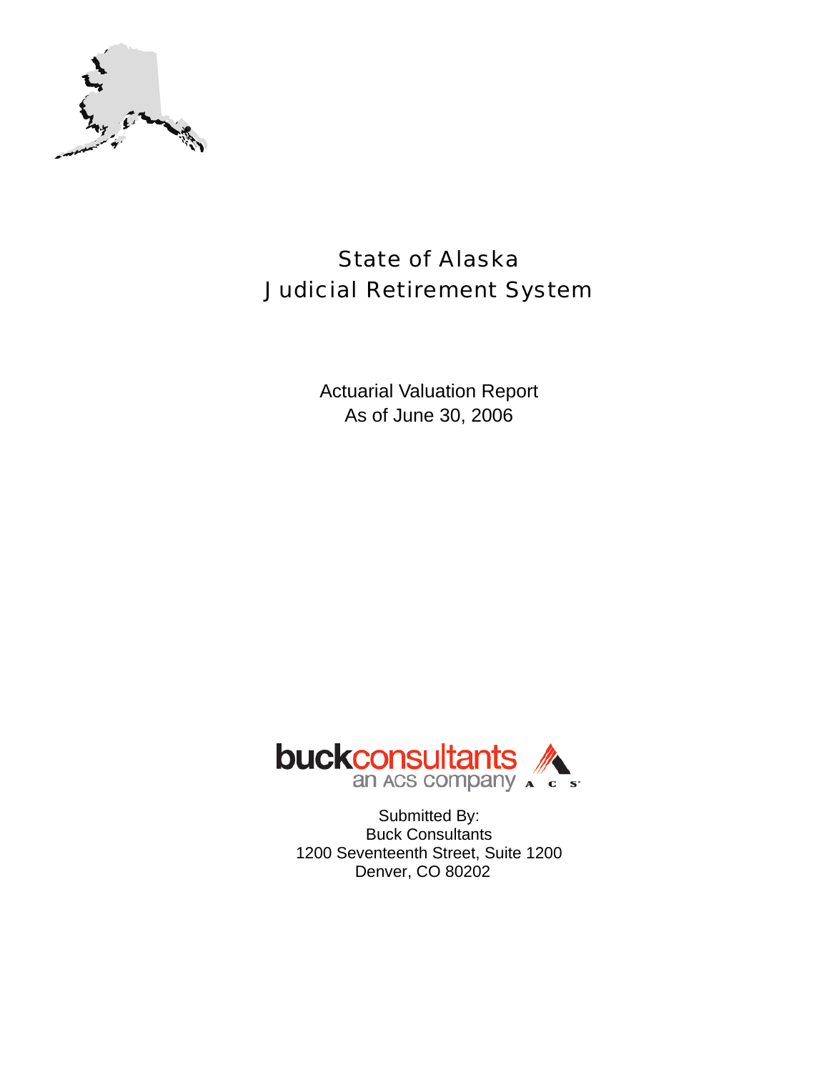# State of Alaska
# Judicial Retirement System

Actuarial Valuation Report
As of June 30, 2006

buckconsultants
an ACS company

Submitted By:
Buck Consultants
1200 Seventeenth Street, Suite 1200
Denver, CO 80202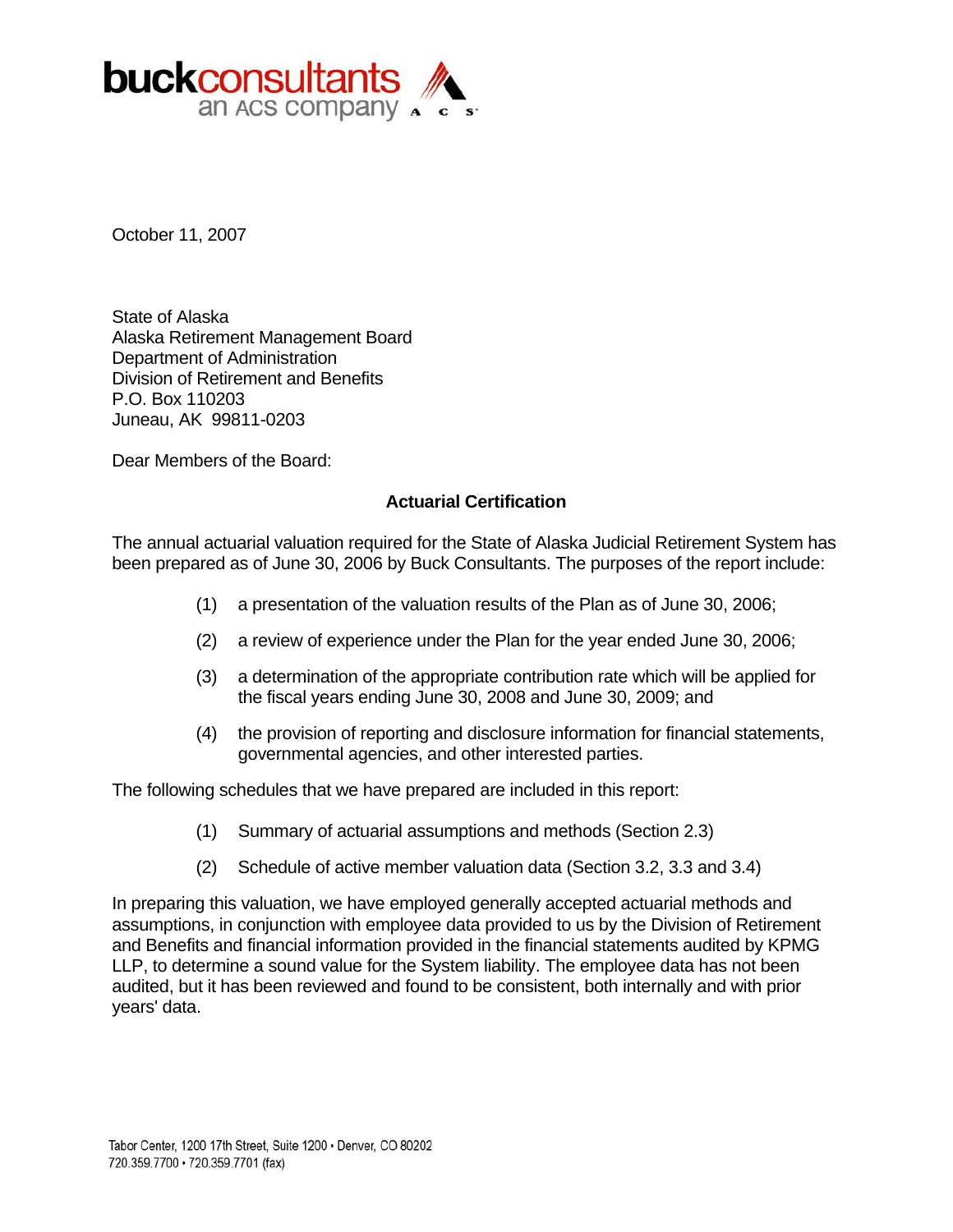buckconsultants
an ACS company

October 11, 2007

State of Alaska
Alaska Retirement Management Board
Department of Administration
Division of Retirement and Benefits
P.O. Box 110203
Juneau, AK 99811-0203

Dear Members of the Board:

**Actuarial Certification**

The annual actuarial valuation required for the State of Alaska Judicial Retirement System has been prepared as of June 30, 2006 by Buck Consultants. The purposes of the report include:

(1) a presentation of the valuation results of the Plan as of June 30, 2006;

(2) a review of experience under the Plan for the year ended June 30, 2006;

(3) a determination of the appropriate contribution rate which will be applied for the fiscal years ending June 30, 2008 and June 30, 2009; and

(4) the provision of reporting and disclosure information for financial statements, governmental agencies, and other interested parties.

The following schedules that we have prepared are included in this report:

(1) Summary of actuarial assumptions and methods (Section 2.3)

(2) Schedule of active member valuation data (Section 3.2, 3.3 and 3.4)

In preparing this valuation, we have employed generally accepted actuarial methods and assumptions, in conjunction with employee data provided to us by the Division of Retirement and Benefits and financial information provided in the financial statements audited by KPMG LLP, to determine a sound value for the System liability. The employee data has not been audited, but it has been reviewed and found to be consistent, both internally and with prior years' data.

Tabor Center, 1200 17th Street, Suite 1200 • Denver, CO 80202
720.359.7700 • 720.359.7701 (fax)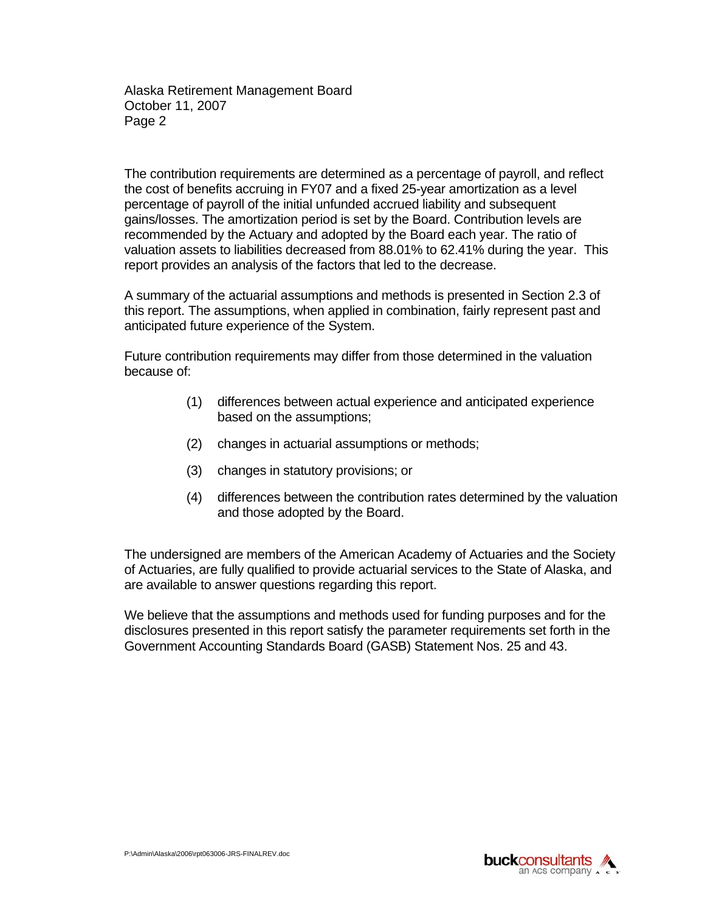The contribution requirements are determined as a percentage of payroll, and reflect the cost of benefits accruing in FY07 and a fixed 25-year amortization as a level percentage of payroll of the initial unfunded accrued liability and subsequent gains/losses. The amortization period is set by the Board. Contribution levels are recommended by the Actuary and adopted by the Board each year. The ratio of valuation assets to liabilities decreased from 88.01% to 62.41% during the year. This report provides an analysis of the factors that led to the decrease.

A summary of the actuarial assumptions and methods is presented in Section 2.3 of this report. The assumptions, when applied in combination, fairly represent past and anticipated future experience of the System.

Future contribution requirements may differ from those determined in the valuation because of:

(1) differences between actual experience and anticipated experience based on the assumptions;

(2) changes in actuarial assumptions or methods;

(3) changes in statutory provisions; or

(4) differences between the contribution rates determined by the valuation and those adopted by the Board.

The undersigned are members of the American Academy of Actuaries and the Society of Actuaries, are fully qualified to provide actuarial services to the State of Alaska, and are available to answer questions regarding this report.

We believe that the assumptions and methods used for funding purposes and for the disclosures presented in this report satisfy the parameter requirements set forth in the Government Accounting Standards Board (GASB) Statement Nos. 25 and 43.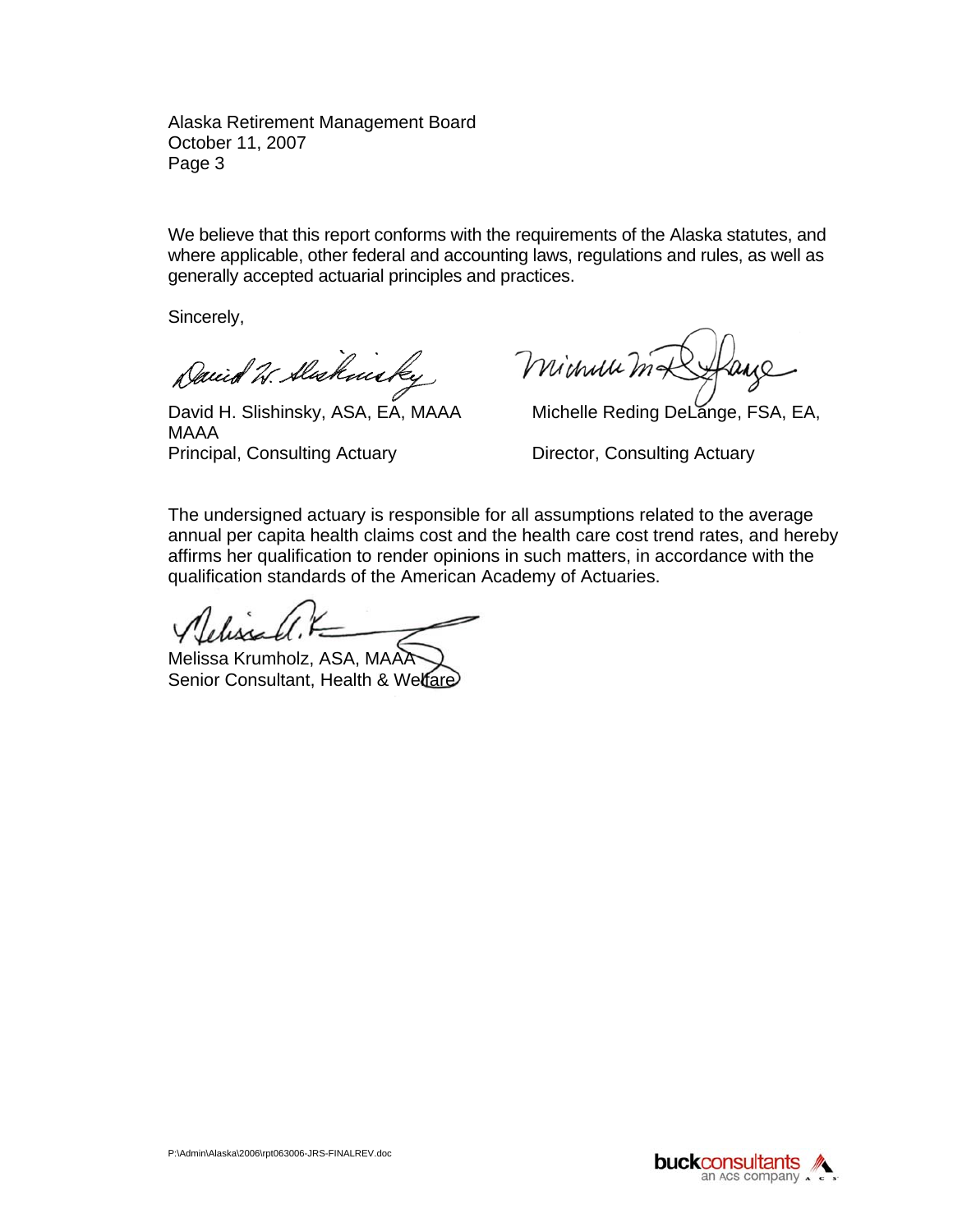Alaska Retirement Management Board
October 11, 2007

We believe that this report conforms with the requirements of the Alaska statutes, and where applicable, other federal and accounting laws, regulations and rules, as well as generally accepted actuarial principles and practices.

Sincerely,

David H. Slishinsky, ASA, EA, MAAA
Principal, Consulting Actuary

Michelle Reding DeLange, FSA, EA, MAAA
Director, Consulting Actuary

The undersigned actuary is responsible for all assumptions related to the average annual per capita health claims cost and the health care cost trend rates, and hereby affirms her qualification to render opinions in such matters, in accordance with the qualification standards of the American Academy of Actuaries.

Melissa Krumholz, ASA, MAAA
Senior Consultant, Health & Welfare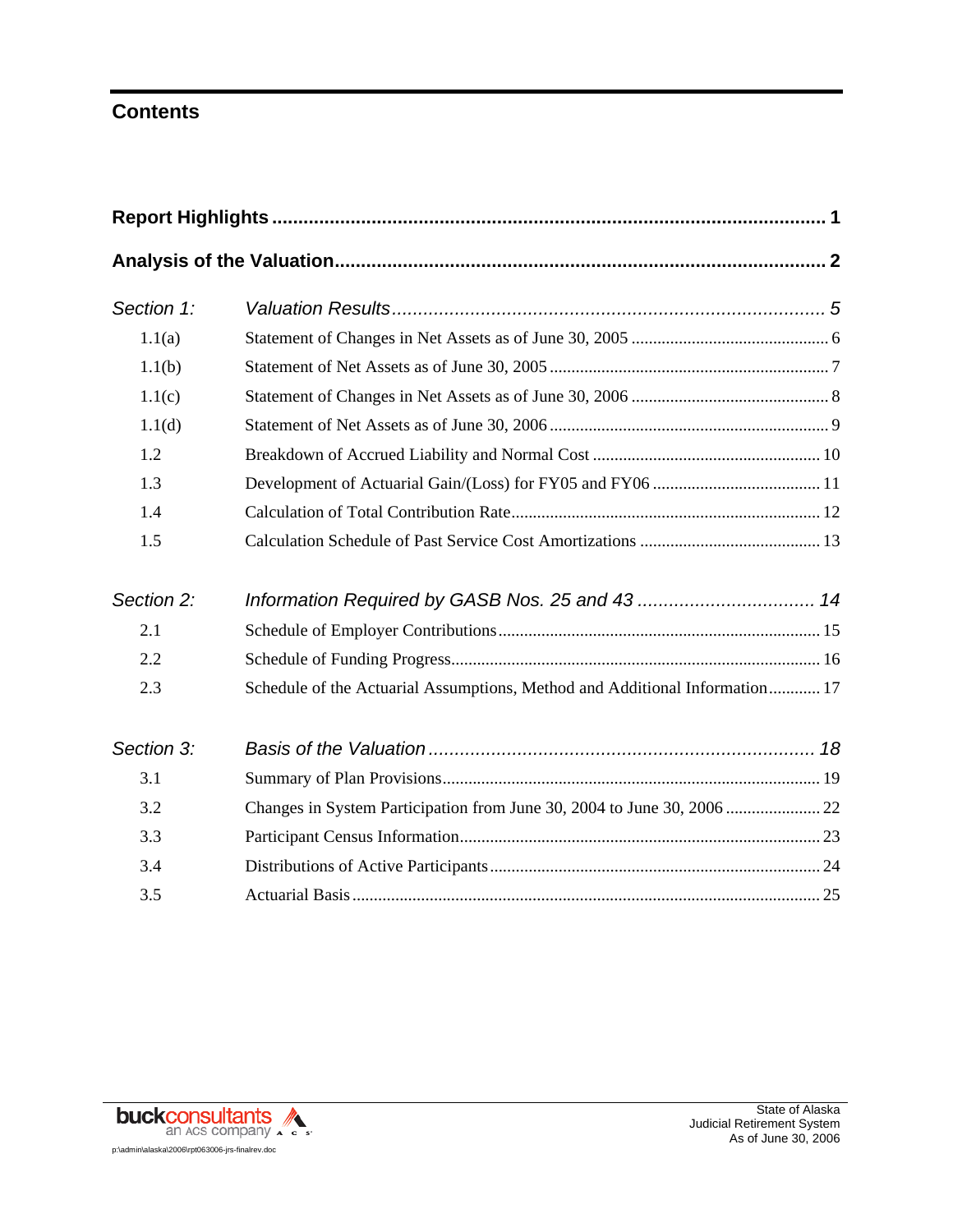# Contents

| | | |
|---|---|---|
| **Report Highlights** | | **1** |
| **Analysis of the Valuation** | | **2** |
| *Section 1:* | *Valuation Results* | *5* |
| 1.1(a) | Statement of Changes in Net Assets as of June 30, 2005 | 6 |
| 1.1(b) | Statement of Net Assets as of June 30, 2005 | 7 |
| 1.1(c) | Statement of Changes in Net Assets as of June 30, 2006 | 8 |
| 1.1(d) | Statement of Net Assets as of June 30, 2006 | 9 |
| 1.2 | Breakdown of Accrued Liability and Normal Cost | 10 |
| 1.3 | Development of Actuarial Gain/(Loss) for FY05 and FY06 | 11 |
| 1.4 | Calculation of Total Contribution Rate | 12 |
| 1.5 | Calculation Schedule of Past Service Cost Amortizations | 13 |
| *Section 2:* | *Information Required by GASB Nos. 25 and 43* | *14* |
| 2.1 | Schedule of Employer Contributions | 15 |
| 2.2 | Schedule of Funding Progress | 16 |
| 2.3 | Schedule of the Actuarial Assumptions, Method and Additional Information | 17 |
| *Section 3:* | *Basis of the Valuation* | *18* |
| 3.1 | Summary of Plan Provisions | 19 |
| 3.2 | Changes in System Participation from June 30, 2004 to June 30, 2006 | 22 |
| 3.3 | Participant Census Information | 23 |
| 3.4 | Distributions of Active Participants | 24 |
| 3.5 | Actuarial Basis | 25 |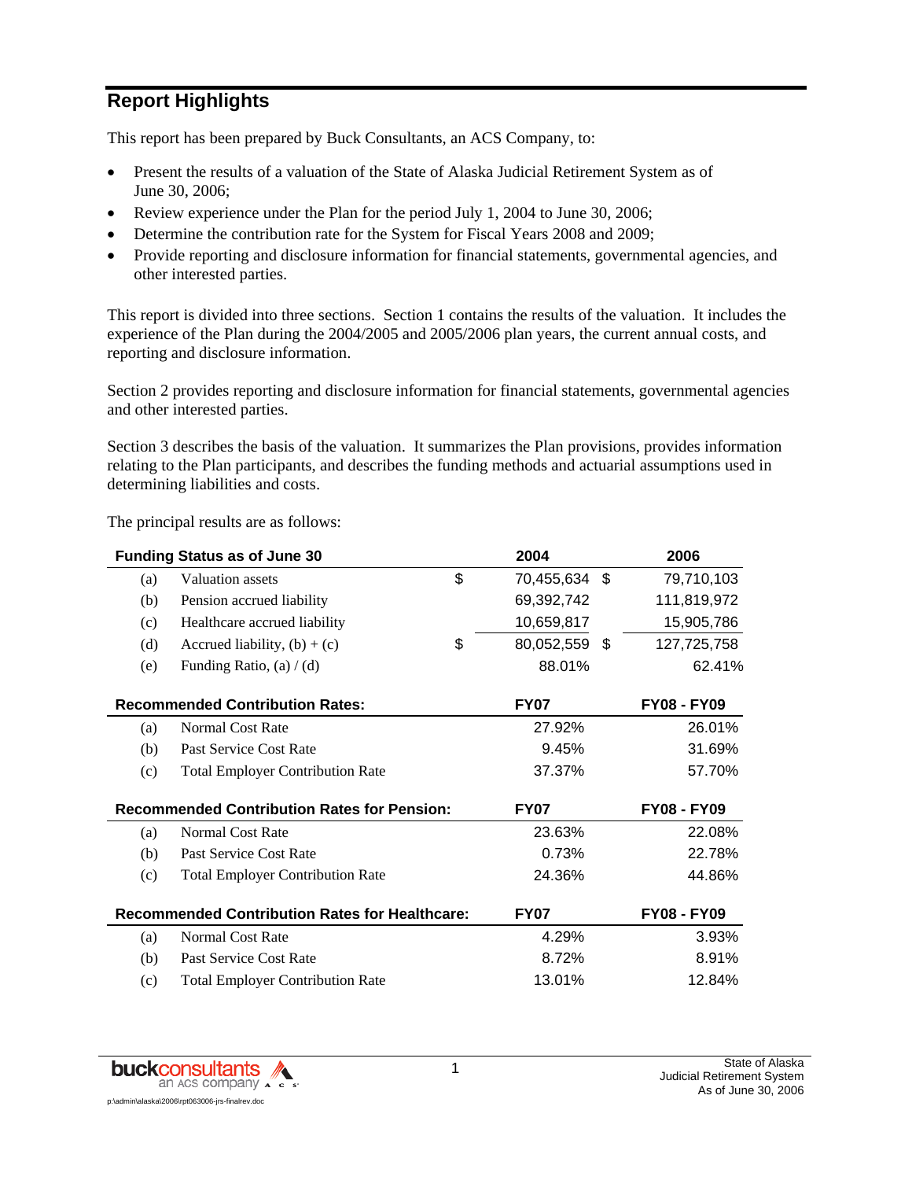## Report Highlights

This report has been prepared by Buck Consultants, an ACS Company, to:

- Present the results of a valuation of the State of Alaska Judicial Retirement System as of June 30, 2006;
- Review experience under the Plan for the period July 1, 2004 to June 30, 2006;
- Determine the contribution rate for the System for Fiscal Years 2008 and 2009;
- Provide reporting and disclosure information for financial statements, governmental agencies, and other interested parties.

This report is divided into three sections. Section 1 contains the results of the valuation. It includes the experience of the Plan during the 2004/2005 and 2005/2006 plan years, the current annual costs, and reporting and disclosure information.

Section 2 provides reporting and disclosure information for financial statements, governmental agencies and other interested parties.

Section 3 describes the basis of the valuation. It summarizes the Plan provisions, provides information relating to the Plan participants, and describes the funding methods and actuarial assumptions used in determining liabilities and costs.

The principal results are as follows:

| | **Funding Status as of June 30** | **2004** | **2006** |
|---|---|---|---|
| (a) | Valuation assets | $ 70,455,634 | $ 79,710,103 |
| (b) | Pension accrued liability | 69,392,742 | 111,819,972 |
| (c) | Healthcare accrued liability | 10,659,817 | 15,905,786 |
| (d) | Accrued liability, (b) + (c) | $ 80,052,559 | $ 127,725,758 |
| (e) | Funding Ratio, (a) / (d) | 88.01% | 62.41% |

| | **Recommended Contribution Rates:** | **FY07** | **FY08 - FY09** |
|---|---|---|---|
| (a) | Normal Cost Rate | 27.92% | 26.01% |
| (b) | Past Service Cost Rate | 9.45% | 31.69% |
| (c) | Total Employer Contribution Rate | 37.37% | 57.70% |

| | **Recommended Contribution Rates for Pension:** | **FY07** | **FY08 - FY09** |
|---|---|---|---|
| (a) | Normal Cost Rate | 23.63% | 22.08% |
| (b) | Past Service Cost Rate | 0.73% | 22.78% |
| (c) | Total Employer Contribution Rate | 24.36% | 44.86% |

| | **Recommended Contribution Rates for Healthcare:** | **FY07** | **FY08 - FY09** |
|---|---|---|---|
| (a) | Normal Cost Rate | 4.29% | 3.93% |
| (b) | Past Service Cost Rate | 8.72% | 8.91% |
| (c) | Total Employer Contribution Rate | 13.01% | 12.84% |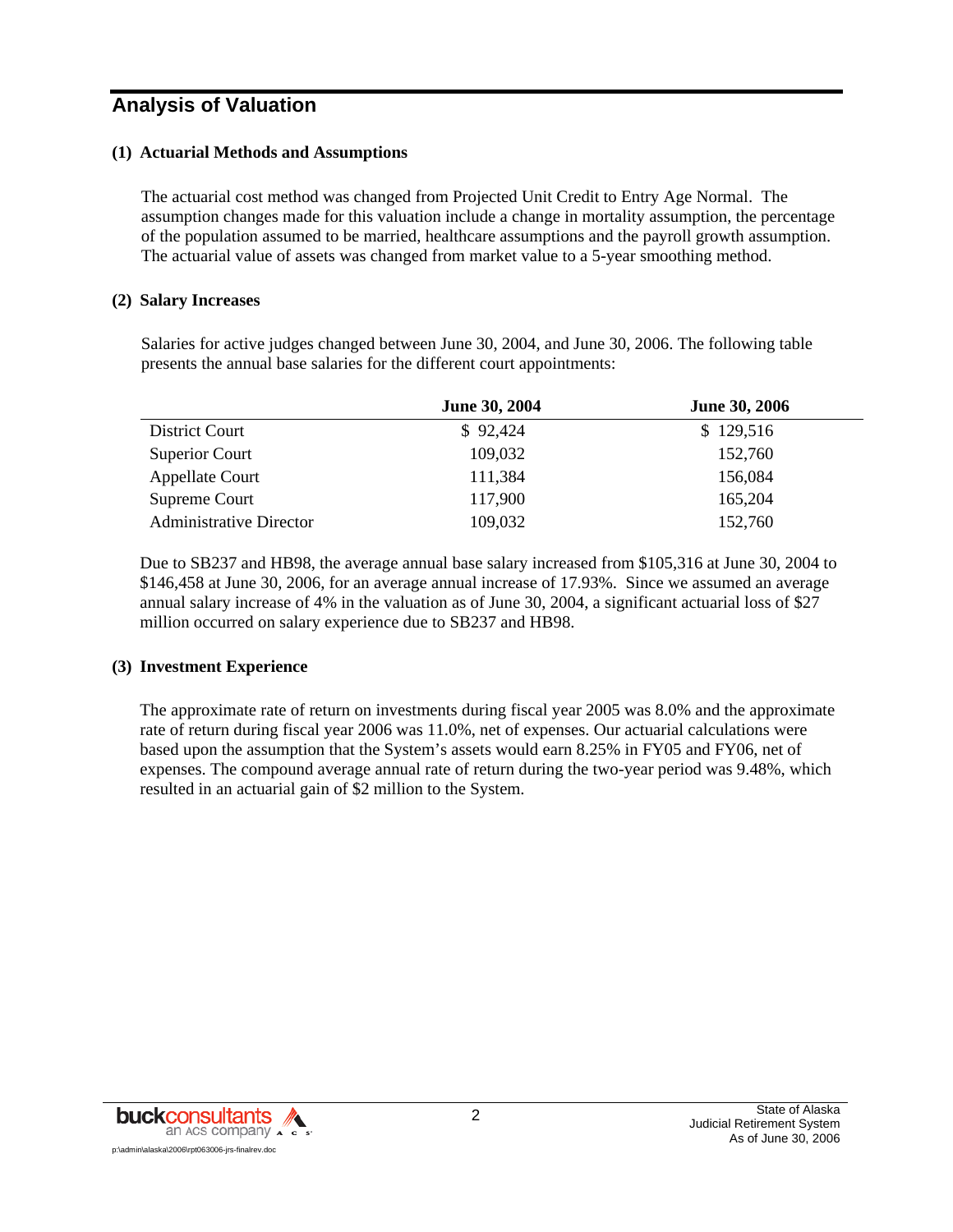## Analysis of Valuation

### (1) Actuarial Methods and Assumptions

The actuarial cost method was changed from Projected Unit Credit to Entry Age Normal. The assumption changes made for this valuation include a change in mortality assumption, the percentage of the population assumed to be married, healthcare assumptions and the payroll growth assumption. The actuarial value of assets was changed from market value to a 5-year smoothing method.

### (2) Salary Increases

Salaries for active judges changed between June 30, 2004, and June 30, 2006. The following table presents the annual base salaries for the different court appointments:

| | June 30, 2004 | June 30, 2006 |
|---|---|---|
| District Court | $ 92,424 | $ 129,516 |
| Superior Court | 109,032 | 152,760 |
| Appellate Court | 111,384 | 156,084 |
| Supreme Court | 117,900 | 165,204 |
| Administrative Director | 109,032 | 152,760 |

Due to SB237 and HB98, the average annual base salary increased from $105,316 at June 30, 2004 to $146,458 at June 30, 2006, for an average annual increase of 17.93%. Since we assumed an average annual salary increase of 4% in the valuation as of June 30, 2004, a significant actuarial loss of $27 million occurred on salary experience due to SB237 and HB98.

### (3) Investment Experience

The approximate rate of return on investments during fiscal year 2005 was 8.0% and the approximate rate of return during fiscal year 2006 was 11.0%, net of expenses. Our actuarial calculations were based upon the assumption that the System's assets would earn 8.25% in FY05 and FY06, net of expenses. The compound average annual rate of return during the two-year period was 9.48%, which resulted in an actuarial gain of $2 million to the System.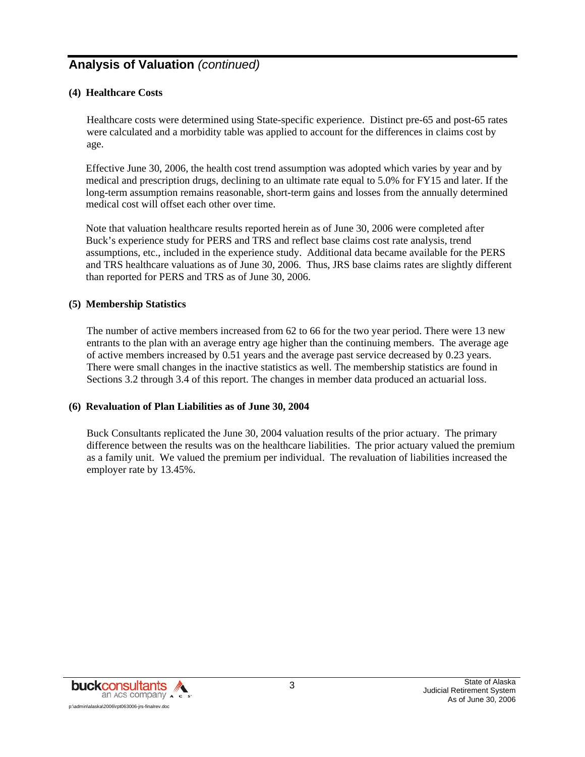## Analysis of Valuation *(continued)*

### (4) Healthcare Costs

Healthcare costs were determined using State-specific experience. Distinct pre-65 and post-65 rates were calculated and a morbidity table was applied to account for the differences in claims cost by age.

Effective June 30, 2006, the health cost trend assumption was adopted which varies by year and by medical and prescription drugs, declining to an ultimate rate equal to 5.0% for FY15 and later. If the long-term assumption remains reasonable, short-term gains and losses from the annually determined medical cost will offset each other over time.

Note that valuation healthcare results reported herein as of June 30, 2006 were completed after Buck's experience study for PERS and TRS and reflect base claims cost rate analysis, trend assumptions, etc., included in the experience study. Additional data became available for the PERS and TRS healthcare valuations as of June 30, 2006. Thus, JRS base claims rates are slightly different than reported for PERS and TRS as of June 30, 2006.

### (5) Membership Statistics

The number of active members increased from 62 to 66 for the two year period. There were 13 new entrants to the plan with an average entry age higher than the continuing members. The average age of active members increased by 0.51 years and the average past service decreased by 0.23 years. There were small changes in the inactive statistics as well. The membership statistics are found in Sections 3.2 through 3.4 of this report. The changes in member data produced an actuarial loss.

### (6) Revaluation of Plan Liabilities as of June 30, 2004

Buck Consultants replicated the June 30, 2004 valuation results of the prior actuary. The primary difference between the results was on the healthcare liabilities. The prior actuary valued the premium as a family unit. We valued the premium per individual. The revaluation of liabilities increased the employer rate by 13.45%.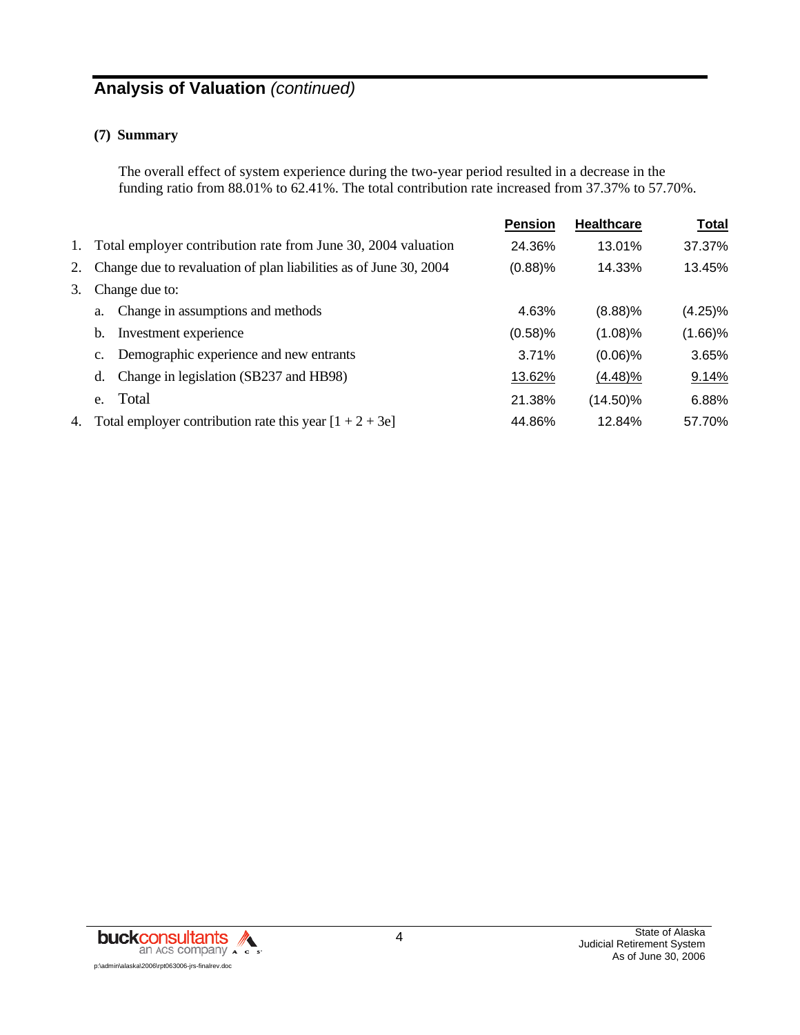## Analysis of Valuation *(continued)*

### (7) Summary

The overall effect of system experience during the two-year period resulted in a decrease in the funding ratio from 88.01% to 62.41%. The total contribution rate increased from 37.37% to 57.70%.

| | | Pension | Healthcare | Total |
|---|---|---|---|---|
| 1. | Total employer contribution rate from June 30, 2004 valuation | 24.36% | 13.01% | 37.37% |
| 2. | Change due to revaluation of plan liabilities as of June 30, 2004 | (0.88)% | 14.33% | 13.45% |
| 3. | Change due to: | | | |
| | a. Change in assumptions and methods | 4.63% | (8.88)% | (4.25)% |
| | b. Investment experience | (0.58)% | (1.08)% | (1.66)% |
| | c. Demographic experience and new entrants | 3.71% | (0.06)% | 3.65% |
| | d. Change in legislation (SB237 and HB98) | 13.62% | (4.48)% | 9.14% |
| | e. Total | 21.38% | (14.50)% | 6.88% |
| 4. | Total employer contribution rate this year [1 + 2 + 3e] | 44.86% | 12.84% | 57.70% |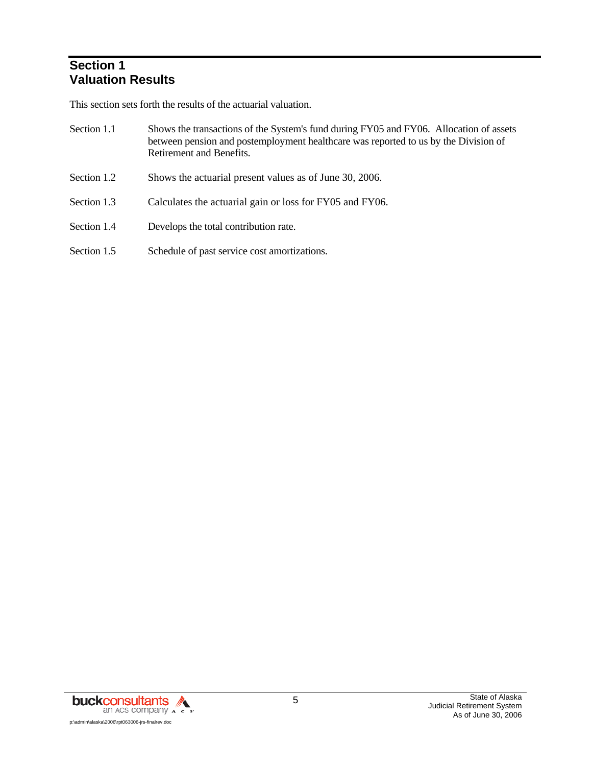# Section 1
# Valuation Results

This section sets forth the results of the actuarial valuation.

| | |
|---|---|
| Section 1.1 | Shows the transactions of the System's fund during FY05 and FY06. Allocation of assets between pension and postemployment healthcare was reported to us by the Division of Retirement and Benefits. |
| Section 1.2 | Shows the actuarial present values as of June 30, 2006. |
| Section 1.3 | Calculates the actuarial gain or loss for FY05 and FY06. |
| Section 1.4 | Develops the total contribution rate. |
| Section 1.5 | Schedule of past service cost amortizations. |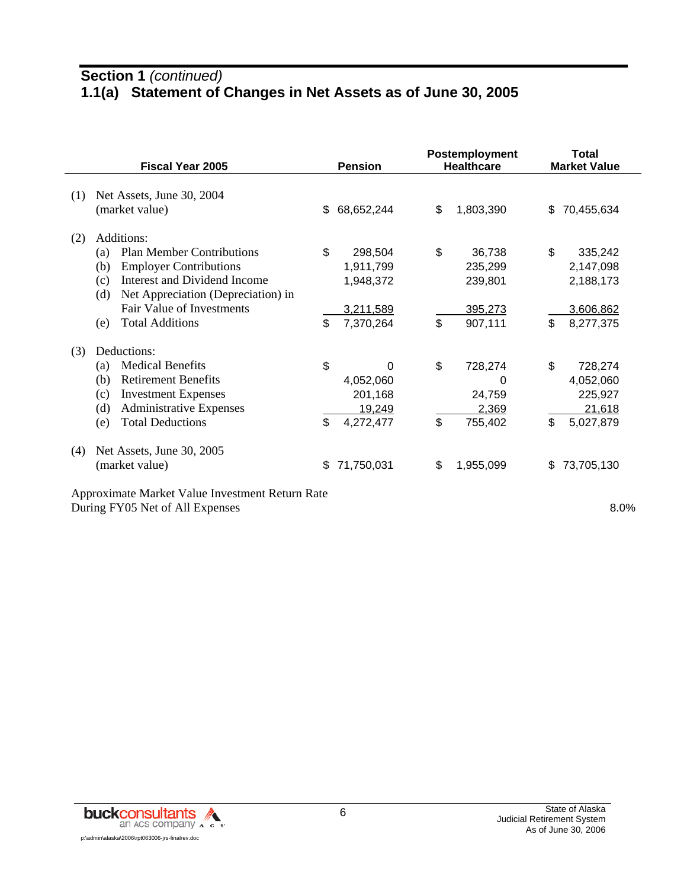## Section 1 *(continued)*

## 1.1(a) Statement of Changes in Net Assets as of June 30, 2005

| Fiscal Year 2005 | Pension | Postemployment Healthcare | Total Market Value |
|---|---|---|---|
| (1) Net Assets, June 30, 2004 (market value) | $ 68,652,244 | $ 1,803,390 | $ 70,455,634 |
| (2) Additions: | | | |
| (a) Plan Member Contributions | $ 298,504 | $ 36,738 | $ 335,242 |
| (b) Employer Contributions | 1,911,799 | 235,299 | 2,147,098 |
| (c) Interest and Dividend Income | 1,948,372 | 239,801 | 2,188,173 |
| (d) Net Appreciation (Depreciation) in Fair Value of Investments | 3,211,589 | 395,273 | 3,606,862 |
| (e) Total Additions | $ 7,370,264 | $ 907,111 | $ 8,277,375 |
| (3) Deductions: | | | |
| (a) Medical Benefits | $ 0 | $ 728,274 | $ 728,274 |
| (b) Retirement Benefits | 4,052,060 | 0 | 4,052,060 |
| (c) Investment Expenses | 201,168 | 24,759 | 225,927 |
| (d) Administrative Expenses | 19,249 | 2,369 | 21,618 |
| (e) Total Deductions | $ 4,272,477 | $ 755,402 | $ 5,027,879 |
| (4) Net Assets, June 30, 2005 (market value) | $ 71,750,031 | $ 1,955,099 | $ 73,705,130 |
| Approximate Market Value Investment Return Rate During FY05 Net of All Expenses | | | 8.0% |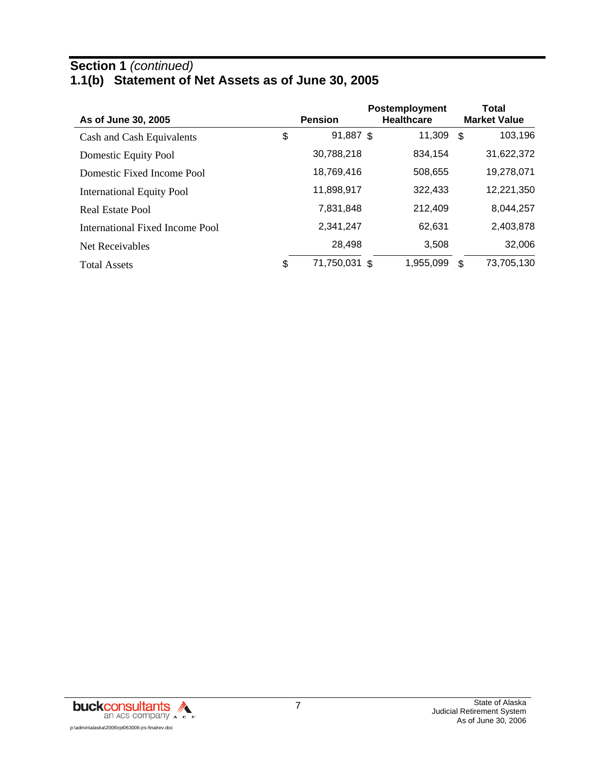**Section 1** *(continued)*

## 1.1(b) Statement of Net Assets as of June 30, 2005

| As of June 30, 2005 | Pension | Postemployment Healthcare | Total Market Value |
|---|---|---|---|
| Cash and Cash Equivalents | $ 91,887 | $ 11,309 | $ 103,196 |
| Domestic Equity Pool | 30,788,218 | 834,154 | 31,622,372 |
| Domestic Fixed Income Pool | 18,769,416 | 508,655 | 19,278,071 |
| International Equity Pool | 11,898,917 | 322,433 | 12,221,350 |
| Real Estate Pool | 7,831,848 | 212,409 | 8,044,257 |
| International Fixed Income Pool | 2,341,247 | 62,631 | 2,403,878 |
| Net Receivables | 28,498 | 3,508 | 32,006 |
| Total Assets | $ 71,750,031 | $ 1,955,099 | $ 73,705,130 |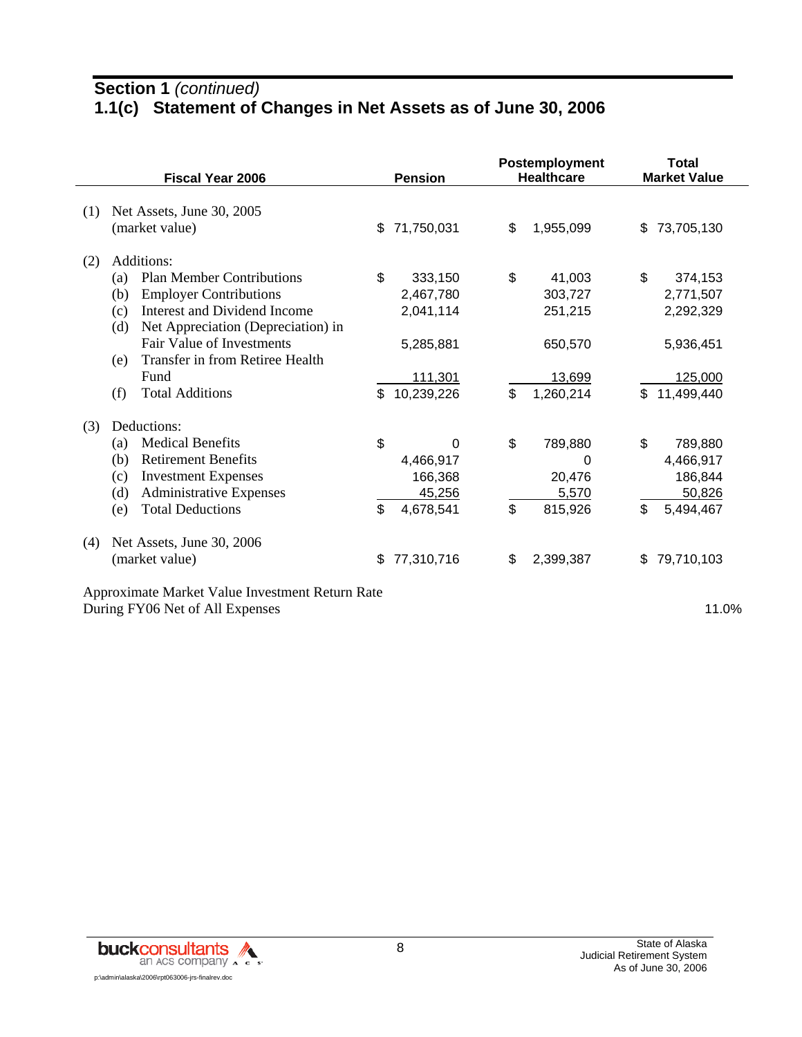## Section 1 *(continued)*

## 1.1(c) Statement of Changes in Net Assets as of June 30, 2006

| Fiscal Year 2006 | Pension | Postemployment Healthcare | Total Market Value |
|---|---|---|---|
| (1) Net Assets, June 30, 2005 (market value) | $ 71,750,031 | $ 1,955,099 | $ 73,705,130 |
| (2) Additions: | | | |
| (a) Plan Member Contributions | $ 333,150 | $ 41,003 | $ 374,153 |
| (b) Employer Contributions | 2,467,780 | 303,727 | 2,771,507 |
| (c) Interest and Dividend Income | 2,041,114 | 251,215 | 2,292,329 |
| (d) Net Appreciation (Depreciation) in Fair Value of Investments | 5,285,881 | 650,570 | 5,936,451 |
| (e) Transfer in from Retiree Health Fund | 111,301 | 13,699 | 125,000 |
| (f) Total Additions | $ 10,239,226 | $ 1,260,214 | $ 11,499,440 |
| (3) Deductions: | | | |
| (a) Medical Benefits | $ 0 | $ 789,880 | $ 789,880 |
| (b) Retirement Benefits | 4,466,917 | 0 | 4,466,917 |
| (c) Investment Expenses | 166,368 | 20,476 | 186,844 |
| (d) Administrative Expenses | 45,256 | 5,570 | 50,826 |
| (e) Total Deductions | $ 4,678,541 | $ 815,926 | $ 5,494,467 |
| (4) Net Assets, June 30, 2006 (market value) | $ 77,310,716 | $ 2,399,387 | $ 79,710,103 |
| Approximate Market Value Investment Return Rate During FY06 Net of All Expenses | | | 11.0% |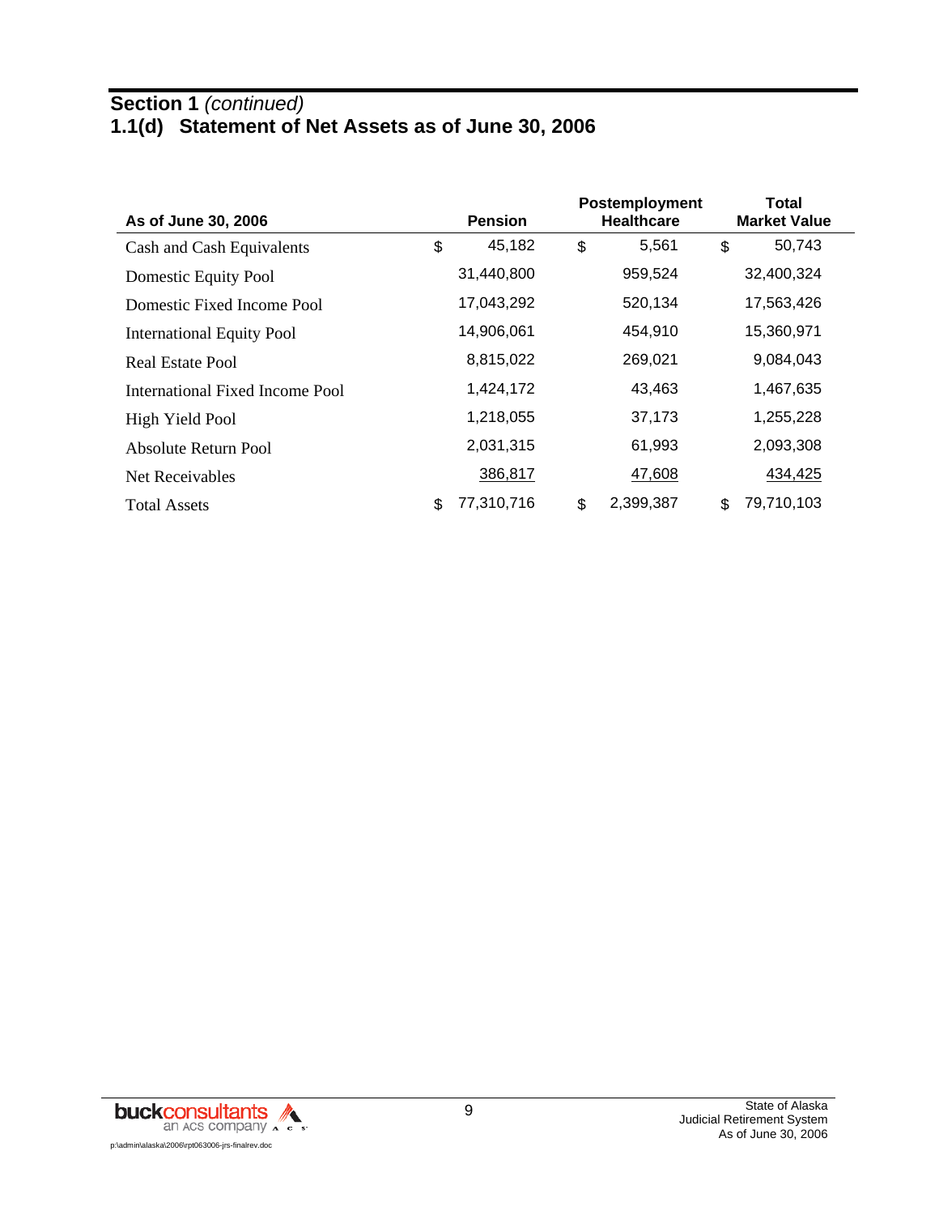## Section 1 *(continued)*
## 1.1(d) Statement of Net Assets as of June 30, 2006

| As of June 30, 2006 | Pension | Postemployment Healthcare | Total Market Value |
|---|---|---|---|
| Cash and Cash Equivalents | $ 45,182 | $ 5,561 | $ 50,743 |
| Domestic Equity Pool | 31,440,800 | 959,524 | 32,400,324 |
| Domestic Fixed Income Pool | 17,043,292 | 520,134 | 17,563,426 |
| International Equity Pool | 14,906,061 | 454,910 | 15,360,971 |
| Real Estate Pool | 8,815,022 | 269,021 | 9,084,043 |
| International Fixed Income Pool | 1,424,172 | 43,463 | 1,467,635 |
| High Yield Pool | 1,218,055 | 37,173 | 1,255,228 |
| Absolute Return Pool | 2,031,315 | 61,993 | 2,093,308 |
| Net Receivables | 386,817 | 47,608 | 434,425 |
| Total Assets | $ 77,310,716 | $ 2,399,387 | $ 79,710,103 |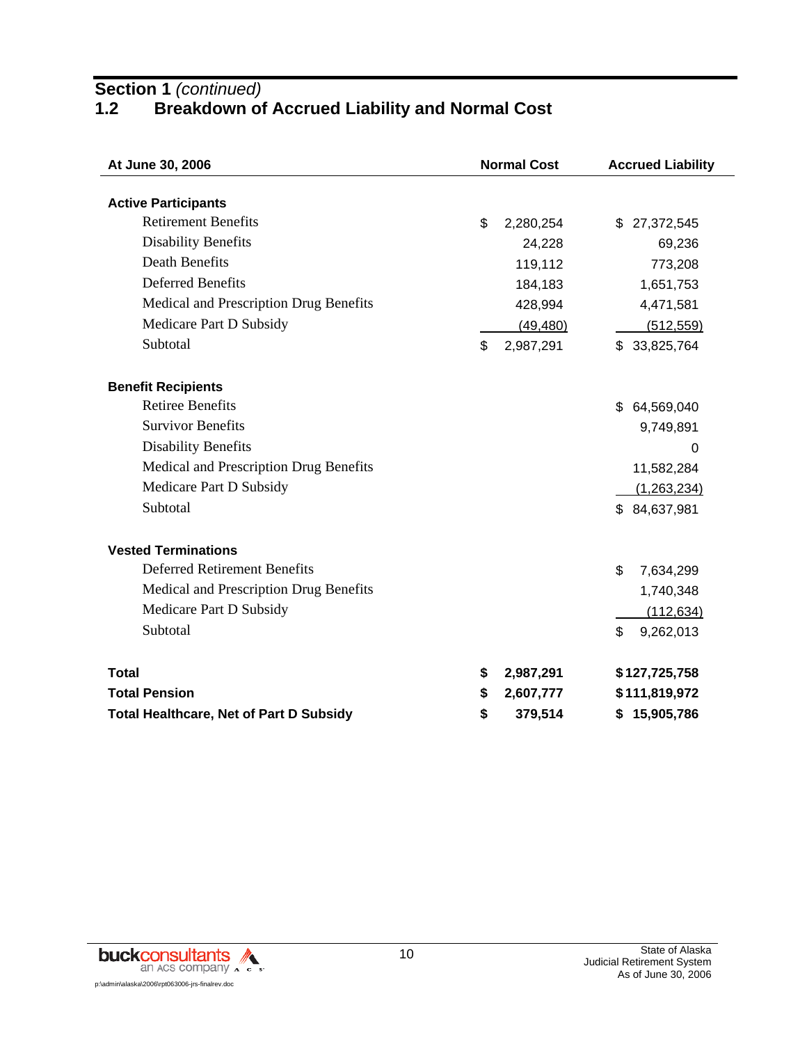## Section 1 *(continued)*

## 1.2 Breakdown of Accrued Liability and Normal Cost

| At June 30, 2006 | Normal Cost | Accrued Liability |
|---|---|---|
| **Active Participants** | | |
| Retirement Benefits | $ 2,280,254 | $ 27,372,545 |
| Disability Benefits | 24,228 | 69,236 |
| Death Benefits | 119,112 | 773,208 |
| Deferred Benefits | 184,183 | 1,651,753 |
| Medical and Prescription Drug Benefits | 428,994 | 4,471,581 |
| Medicare Part D Subsidy | (49,480) | (512,559) |
| Subtotal | $ 2,987,291 | $ 33,825,764 |
| **Benefit Recipients** | | |
| Retiree Benefits | | $ 64,569,040 |
| Survivor Benefits | | 9,749,891 |
| Disability Benefits | | 0 |
| Medical and Prescription Drug Benefits | | 11,582,284 |
| Medicare Part D Subsidy | | (1,263,234) |
| Subtotal | | $ 84,637,981 |
| **Vested Terminations** | | |
| Deferred Retirement Benefits | | $ 7,634,299 |
| Medical and Prescription Drug Benefits | | 1,740,348 |
| Medicare Part D Subsidy | | (112,634) |
| Subtotal | | $ 9,262,013 |
| **Total** | **$ 2,987,291** | **$ 127,725,758** |
| **Total Pension** | **$ 2,607,777** | **$ 111,819,972** |
| **Total Healthcare, Net of Part D Subsidy** | **$ 379,514** | **$ 15,905,786** |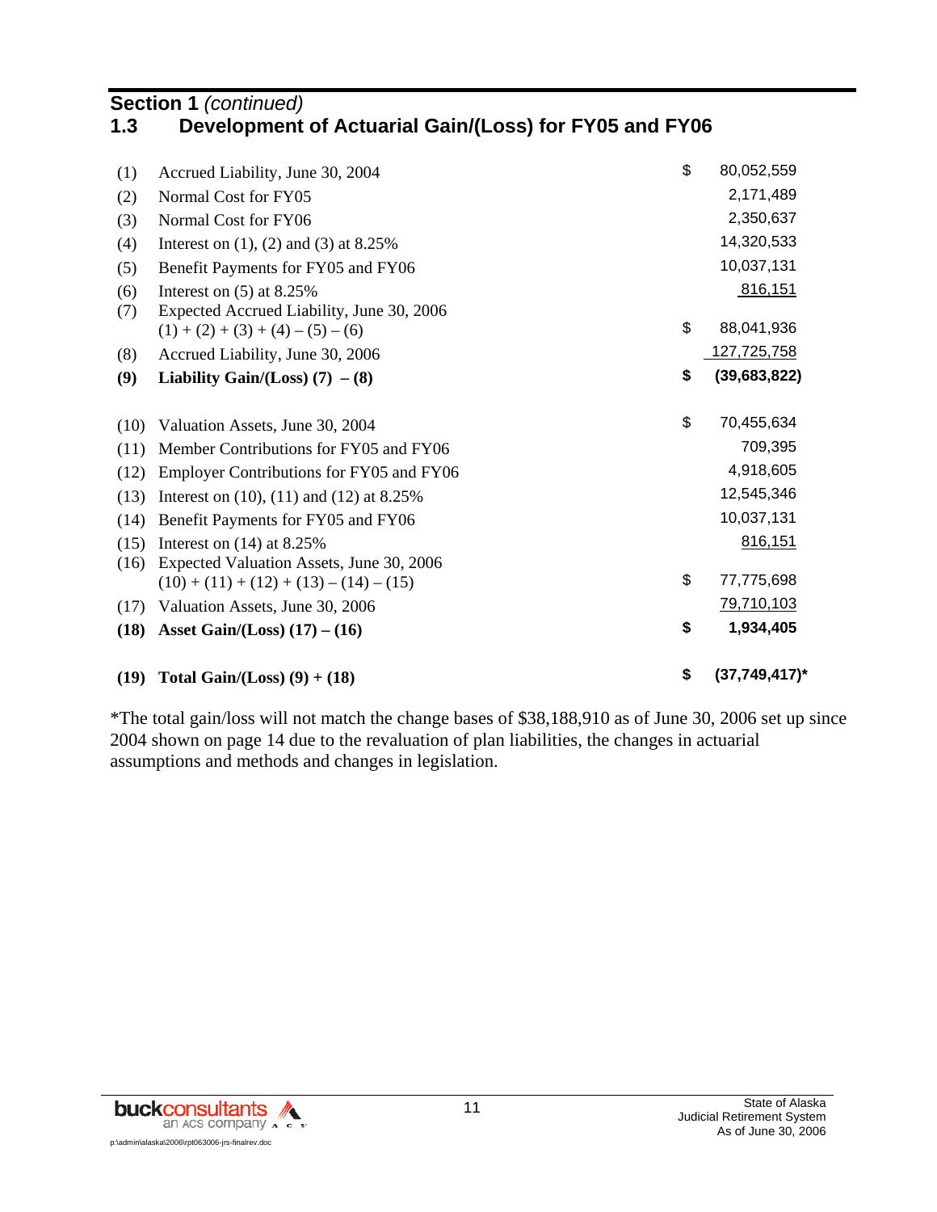## Section 1 *(continued)*

## 1.3 Development of Actuarial Gain/(Loss) for FY05 and FY06

| | | | |
|---|---|---|---|
| (1) | Accrued Liability, June 30, 2004 | $ | 80,052,559 |
| (2) | Normal Cost for FY05 | | 2,171,489 |
| (3) | Normal Cost for FY06 | | 2,350,637 |
| (4) | Interest on (1), (2) and (3) at 8.25% | | 14,320,533 |
| (5) | Benefit Payments for FY05 and FY06 | | 10,037,131 |
| (6) | Interest on (5) at 8.25% | | 816,151 |
| (7) | Expected Accrued Liability, June 30, 2006 (1) + (2) + (3) + (4) – (5) – (6) | $ | 88,041,936 |
| (8) | Accrued Liability, June 30, 2006 | | 127,725,758 |
| **(9)** | **Liability Gain/(Loss) (7) – (8)** | **$** | **(39,683,822)** |
| | | | |
| (10) | Valuation Assets, June 30, 2004 | $ | 70,455,634 |
| (11) | Member Contributions for FY05 and FY06 | | 709,395 |
| (12) | Employer Contributions for FY05 and FY06 | | 4,918,605 |
| (13) | Interest on (10), (11) and (12) at 8.25% | | 12,545,346 |
| (14) | Benefit Payments for FY05 and FY06 | | 10,037,131 |
| (15) | Interest on (14) at 8.25% | | 816,151 |
| (16) | Expected Valuation Assets, June 30, 2006 (10) + (11) + (12) + (13) – (14) – (15) | $ | 77,775,698 |
| (17) | Valuation Assets, June 30, 2006 | | 79,710,103 |
| **(18)** | **Asset Gain/(Loss) (17) – (16)** | **$** | **1,934,405** |
| | | | |
| **(19)** | **Total Gain/(Loss) (9) + (18)** | **$** | **(37,749,417)*** |

*The total gain/loss will not match the change bases of $38,188,910 as of June 30, 2006 set up since 2004 shown on page 14 due to the revaluation of plan liabilities, the changes in actuarial assumptions and methods and changes in legislation.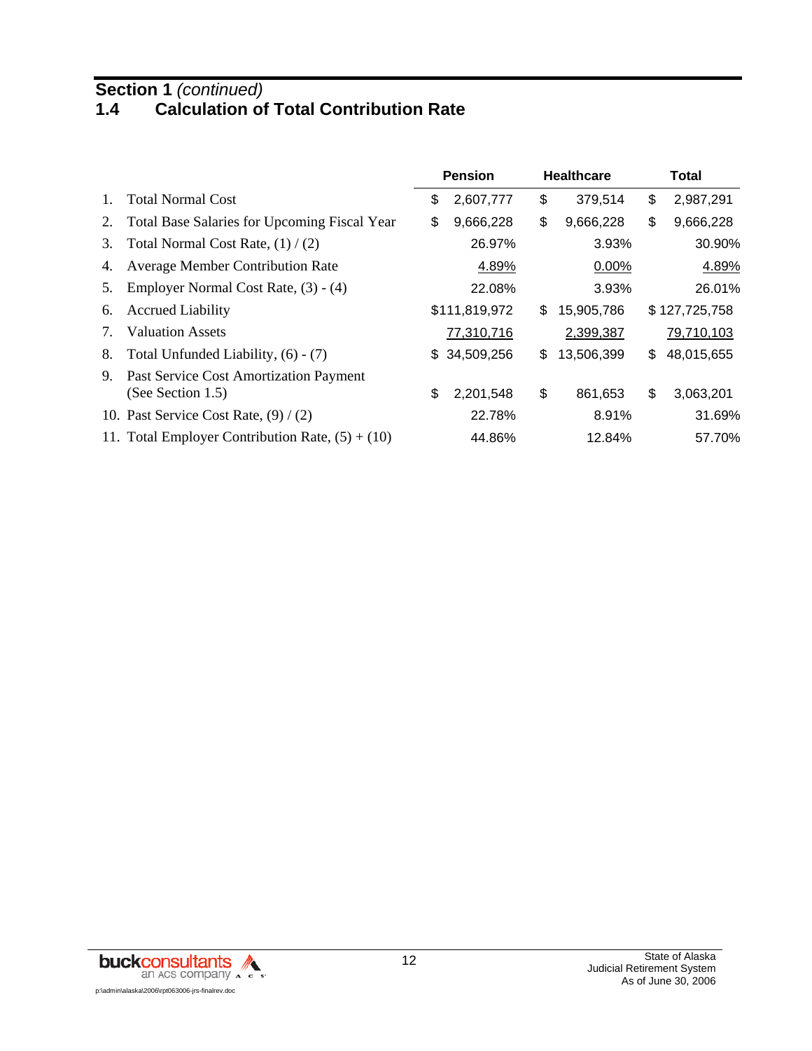## Section 1 *(continued)*

## 1.4 Calculation of Total Contribution Rate

| | | Pension | Healthcare | Total |
|---|---|---|---|---|
| 1. | Total Normal Cost | $ 2,607,777 | $ 379,514 | $ 2,987,291 |
| 2. | Total Base Salaries for Upcoming Fiscal Year | $ 9,666,228 | $ 9,666,228 | $ 9,666,228 |
| 3. | Total Normal Cost Rate, (1) / (2) | 26.97% | 3.93% | 30.90% |
| 4. | Average Member Contribution Rate | 4.89% | 0.00% | 4.89% |
| 5. | Employer Normal Cost Rate, (3) - (4) | 22.08% | 3.93% | 26.01% |
| 6. | Accrued Liability | $111,819,972 | $ 15,905,786 | $ 127,725,758 |
| 7. | Valuation Assets | 77,310,716 | 2,399,387 | 79,710,103 |
| 8. | Total Unfunded Liability, (6) - (7) | $ 34,509,256 | $ 13,506,399 | $ 48,015,655 |
| 9. | Past Service Cost Amortization Payment (See Section 1.5) | $ 2,201,548 | $ 861,653 | $ 3,063,201 |
| 10. | Past Service Cost Rate, (9) / (2) | 22.78% | 8.91% | 31.69% |
| 11. | Total Employer Contribution Rate, (5) + (10) | 44.86% | 12.84% | 57.70% |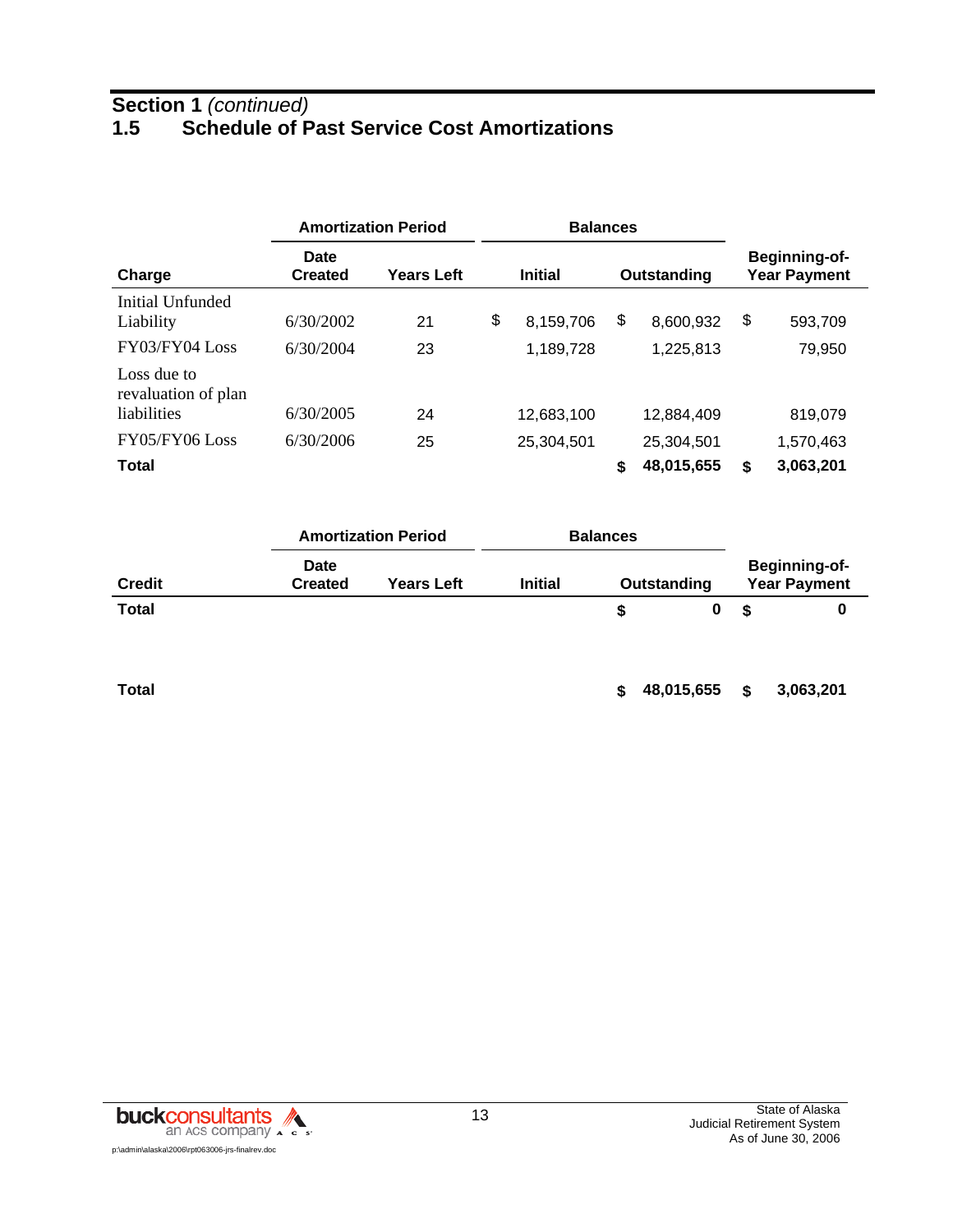**Section 1** *(continued)*

## 1.5 Schedule of Past Service Cost Amortizations

| | Amortization Period | | Balances | | |
|---|---|---|---|---|---|
| **Charge** | **Date Created** | **Years Left** | **Initial** | **Outstanding** | **Beginning-of-Year Payment** |
| Initial Unfunded Liability | 6/30/2002 | 21 | $ 8,159,706 | $ 8,600,932 | $ 593,709 |
| FY03/FY04 Loss | 6/30/2004 | 23 | 1,189,728 | 1,225,813 | 79,950 |
| Loss due to revaluation of plan liabilities | 6/30/2005 | 24 | 12,683,100 | 12,884,409 | 819,079 |
| FY05/FY06 Loss | 6/30/2006 | 25 | 25,304,501 | 25,304,501 | 1,570,463 |
| **Total** | | | | **$ 48,015,655** | **$ 3,063,201** |

| | Amortization Period | | Balances | | |
|---|---|---|---|---|---|
| **Credit** | **Date Created** | **Years Left** | **Initial** | **Outstanding** | **Beginning-of-Year Payment** |
| **Total** | | | | **$ 0** | **$ 0** |

| | | | | | |
|---|---|---|---|---|---|
| **Total** | | | | **$ 48,015,655** | **$ 3,063,201** |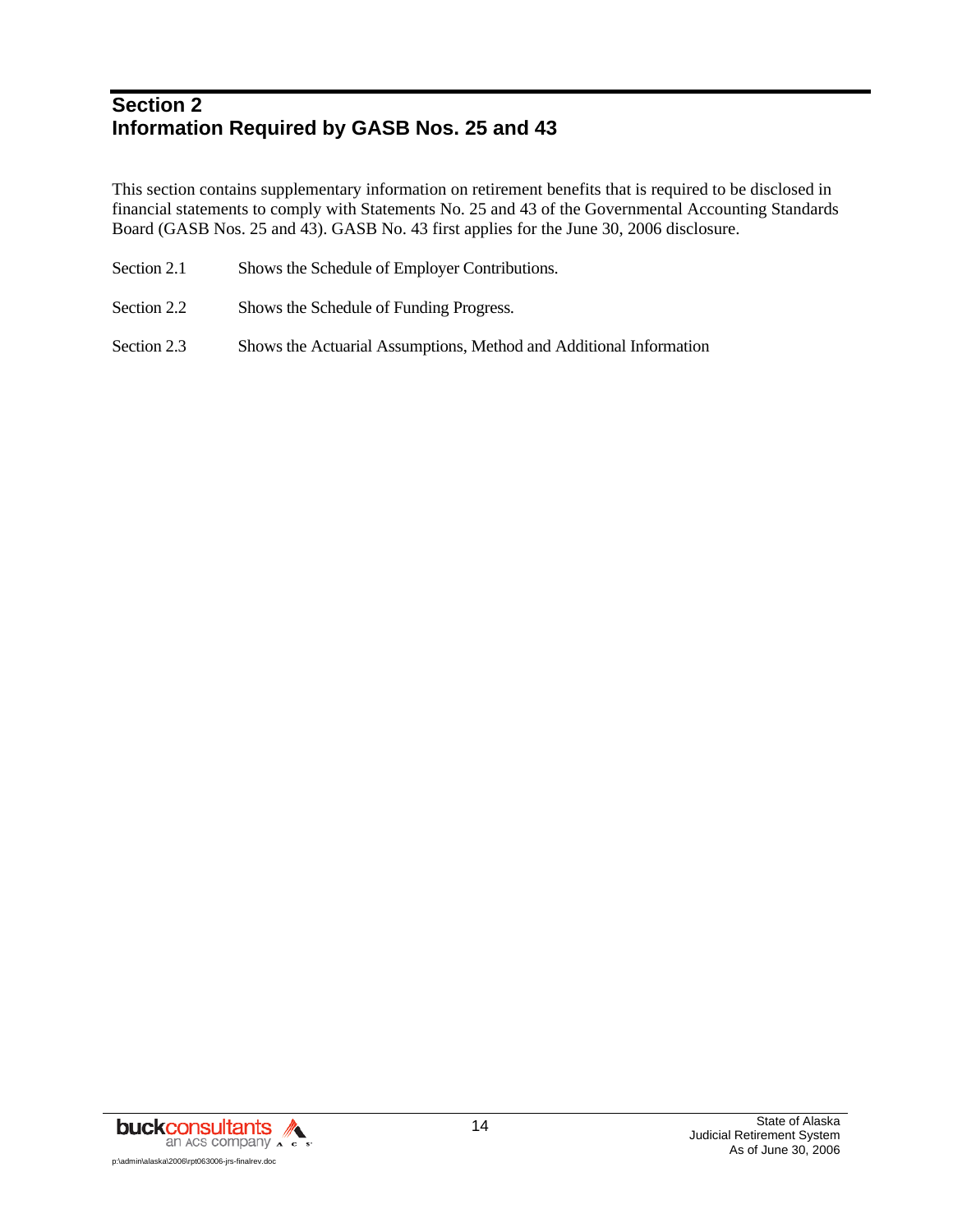# Section 2
# Information Required by GASB Nos. 25 and 43

This section contains supplementary information on retirement benefits that is required to be disclosed in financial statements to comply with Statements No. 25 and 43 of the Governmental Accounting Standards Board (GASB Nos. 25 and 43). GASB No. 43 first applies for the June 30, 2006 disclosure.

Section 2.1 Shows the Schedule of Employer Contributions.

Section 2.2 Shows the Schedule of Funding Progress.

Section 2.3 Shows the Actuarial Assumptions, Method and Additional Information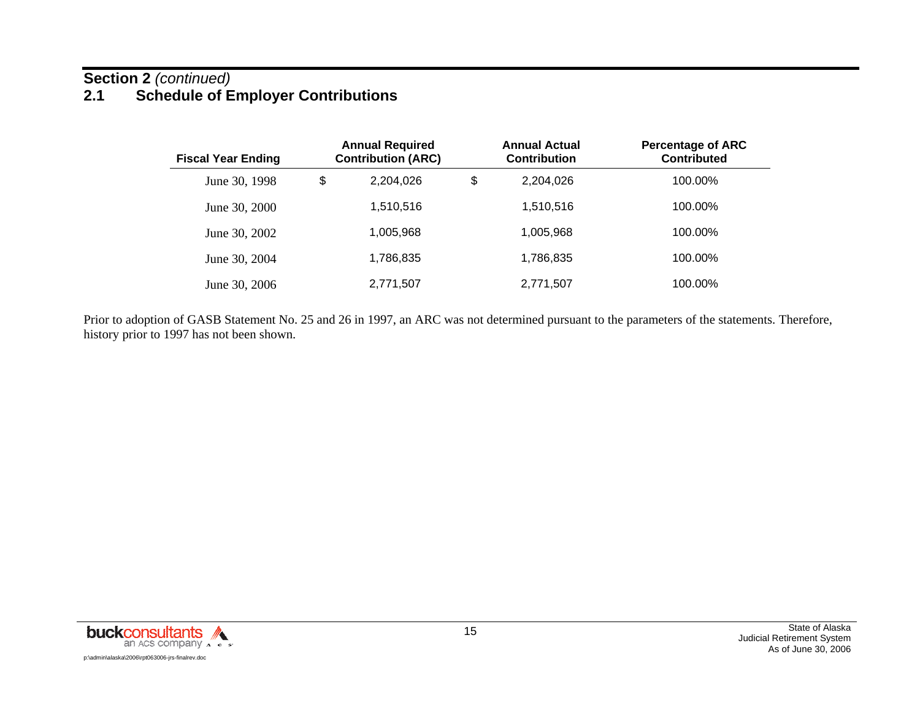## Section 2 *(continued)*

## 2.1 Schedule of Employer Contributions

| Fiscal Year Ending | Annual Required Contribution (ARC) | Annual Actual Contribution | Percentage of ARC Contributed |
|---|---|---|---|
| June 30, 1998 | $ 2,204,026 | $ 2,204,026 | 100.00% |
| June 30, 2000 | 1,510,516 | 1,510,516 | 100.00% |
| June 30, 2002 | 1,005,968 | 1,005,968 | 100.00% |
| June 30, 2004 | 1,786,835 | 1,786,835 | 100.00% |
| June 30, 2006 | 2,771,507 | 2,771,507 | 100.00% |

Prior to adoption of GASB Statement No. 25 and 26 in 1997, an ARC was not determined pursuant to the parameters of the statements. Therefore, history prior to 1997 has not been shown.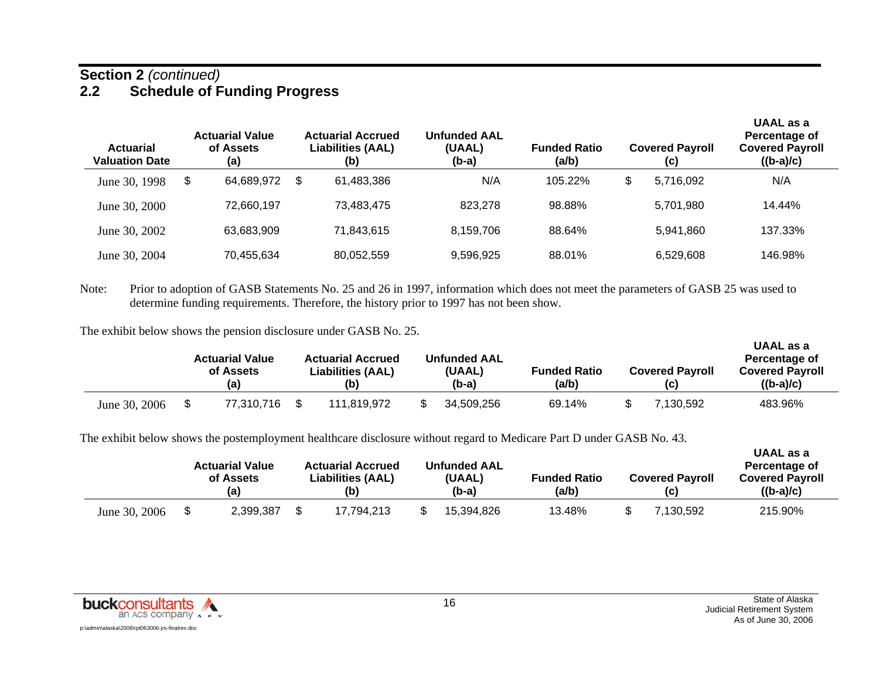**Section 2** *(continued)*

## 2.2 Schedule of Funding Progress

| Actuarial Valuation Date | Actuarial Value of Assets (a) | Actuarial Accrued Liabilities (AAL) (b) | Unfunded AAL (UAAL) (b-a) | Funded Ratio (a/b) | Covered Payroll (c) | UAAL as a Percentage of Covered Payroll ((b-a)/c) |
|---|---|---|---|---|---|---|
| June 30, 1998 | $ 64,689,972 | $ 61,483,386 | N/A | 105.22% | $ 5,716,092 | N/A |
| June 30, 2000 | 72,660,197 | 73,483,475 | 823,278 | 98.88% | 5,701,980 | 14.44% |
| June 30, 2002 | 63,683,909 | 71,843,615 | 8,159,706 | 88.64% | 5,941,860 | 137.33% |
| June 30, 2004 | 70,455,634 | 80,052,559 | 9,596,925 | 88.01% | 6,529,608 | 146.98% |

Note: Prior to adoption of GASB Statements No. 25 and 26 in 1997, information which does not meet the parameters of GASB 25 was used to determine funding requirements. Therefore, the history prior to 1997 has not been show.

The exhibit below shows the pension disclosure under GASB No. 25.

| | Actuarial Value of Assets (a) | Actuarial Accrued Liabilities (AAL) (b) | Unfunded AAL (UAAL) (b-a) | Funded Ratio (a/b) | Covered Payroll (c) | UAAL as a Percentage of Covered Payroll ((b-a)/c) |
|---|---|---|---|---|---|---|
| June 30, 2006 | $ 77,310,716 | $ 111,819,972 | $ 34,509,256 | 69.14% | $ 7,130,592 | 483.96% |

The exhibit below shows the postemployment healthcare disclosure without regard to Medicare Part D under GASB No. 43.

| | Actuarial Value of Assets (a) | Actuarial Accrued Liabilities (AAL) (b) | Unfunded AAL (UAAL) (b-a) | Funded Ratio (a/b) | Covered Payroll (c) | UAAL as a Percentage of Covered Payroll ((b-a)/c) |
|---|---|---|---|---|---|---|
| June 30, 2006 | $ 2,399,387 | $ 17,794,213 | $ 15,394,826 | 13.48% | $ 7,130,592 | 215.90% |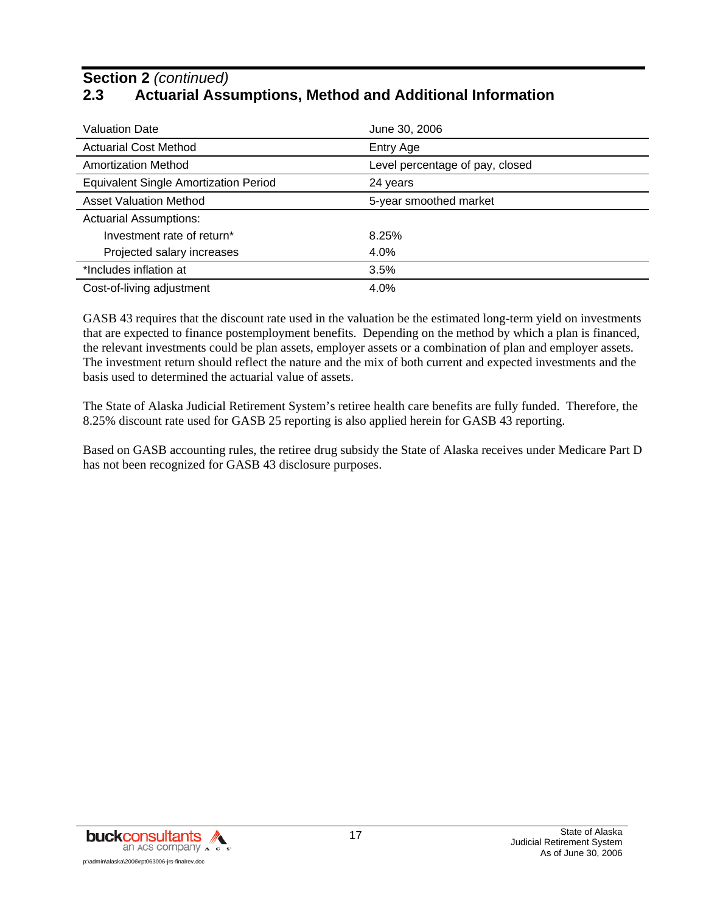## Section 2 *(continued)*
## 2.3 Actuarial Assumptions, Method and Additional Information

| | |
|---|---|
| Valuation Date | June 30, 2006 |
| Actuarial Cost Method | Entry Age |
| Amortization Method | Level percentage of pay, closed |
| Equivalent Single Amortization Period | 24 years |
| Asset Valuation Method | 5-year smoothed market |
| Actuarial Assumptions: | |
| Investment rate of return* | 8.25% |
| Projected salary increases | 4.0% |
| *Includes inflation at | 3.5% |
| Cost-of-living adjustment | 4.0% |

GASB 43 requires that the discount rate used in the valuation be the estimated long-term yield on investments that are expected to finance postemployment benefits. Depending on the method by which a plan is financed, the relevant investments could be plan assets, employer assets or a combination of plan and employer assets. The investment return should reflect the nature and the mix of both current and expected investments and the basis used to determined the actuarial value of assets.

The State of Alaska Judicial Retirement System's retiree health care benefits are fully funded. Therefore, the 8.25% discount rate used for GASB 25 reporting is also applied herein for GASB 43 reporting.

Based on GASB accounting rules, the retiree drug subsidy the State of Alaska receives under Medicare Part D has not been recognized for GASB 43 disclosure purposes.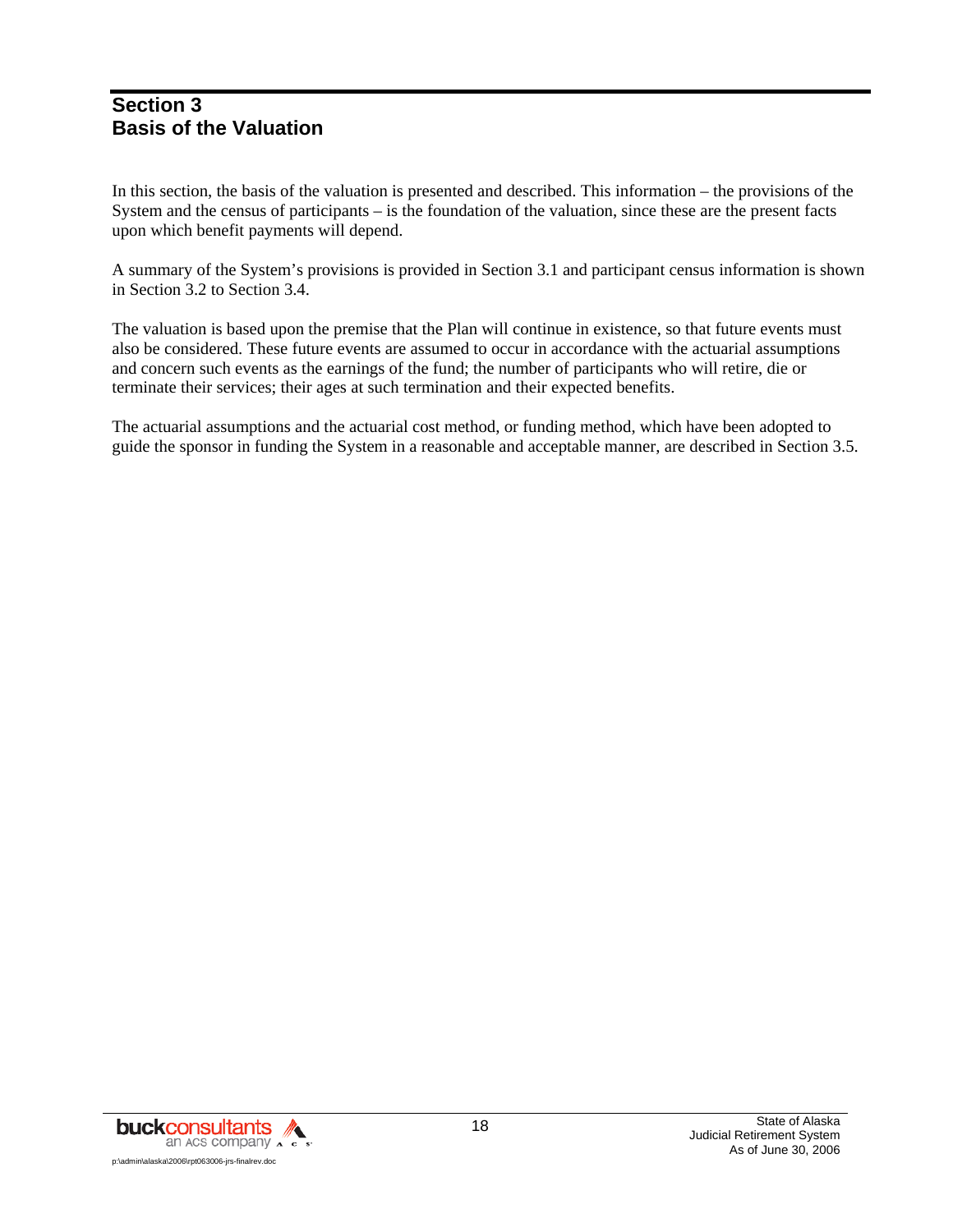# Section 3
# Basis of the Valuation

In this section, the basis of the valuation is presented and described. This information – the provisions of the System and the census of participants – is the foundation of the valuation, since these are the present facts upon which benefit payments will depend.

A summary of the System's provisions is provided in Section 3.1 and participant census information is shown in Section 3.2 to Section 3.4.

The valuation is based upon the premise that the Plan will continue in existence, so that future events must also be considered. These future events are assumed to occur in accordance with the actuarial assumptions and concern such events as the earnings of the fund; the number of participants who will retire, die or terminate their services; their ages at such termination and their expected benefits.

The actuarial assumptions and the actuarial cost method, or funding method, which have been adopted to guide the sponsor in funding the System in a reasonable and acceptable manner, are described in Section 3.5.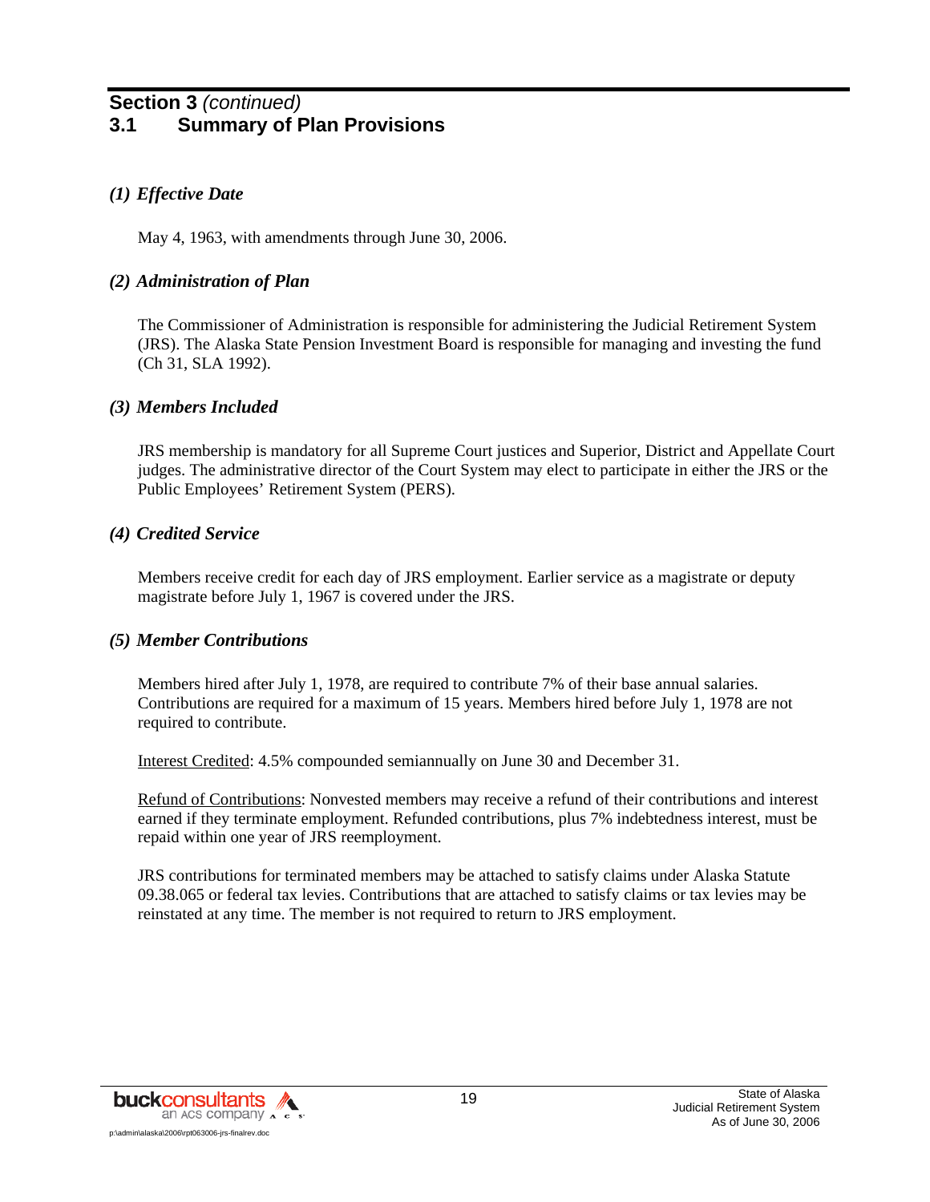## Section 3 *(continued)*

## 3.1 Summary of Plan Provisions

### *(1) Effective Date*

May 4, 1963, with amendments through June 30, 2006.

### *(2) Administration of Plan*

The Commissioner of Administration is responsible for administering the Judicial Retirement System (JRS). The Alaska State Pension Investment Board is responsible for managing and investing the fund (Ch 31, SLA 1992).

### *(3) Members Included*

JRS membership is mandatory for all Supreme Court justices and Superior, District and Appellate Court judges. The administrative director of the Court System may elect to participate in either the JRS or the Public Employees' Retirement System (PERS).

### *(4) Credited Service*

Members receive credit for each day of JRS employment. Earlier service as a magistrate or deputy magistrate before July 1, 1967 is covered under the JRS.

### *(5) Member Contributions*

Members hired after July 1, 1978, are required to contribute 7% of their base annual salaries. Contributions are required for a maximum of 15 years. Members hired before July 1, 1978 are not required to contribute.

Interest Credited: 4.5% compounded semiannually on June 30 and December 31.

Refund of Contributions: Nonvested members may receive a refund of their contributions and interest earned if they terminate employment. Refunded contributions, plus 7% indebtedness interest, must be repaid within one year of JRS reemployment.

JRS contributions for terminated members may be attached to satisfy claims under Alaska Statute 09.38.065 or federal tax levies. Contributions that are attached to satisfy claims or tax levies may be reinstated at any time. The member is not required to return to JRS employment.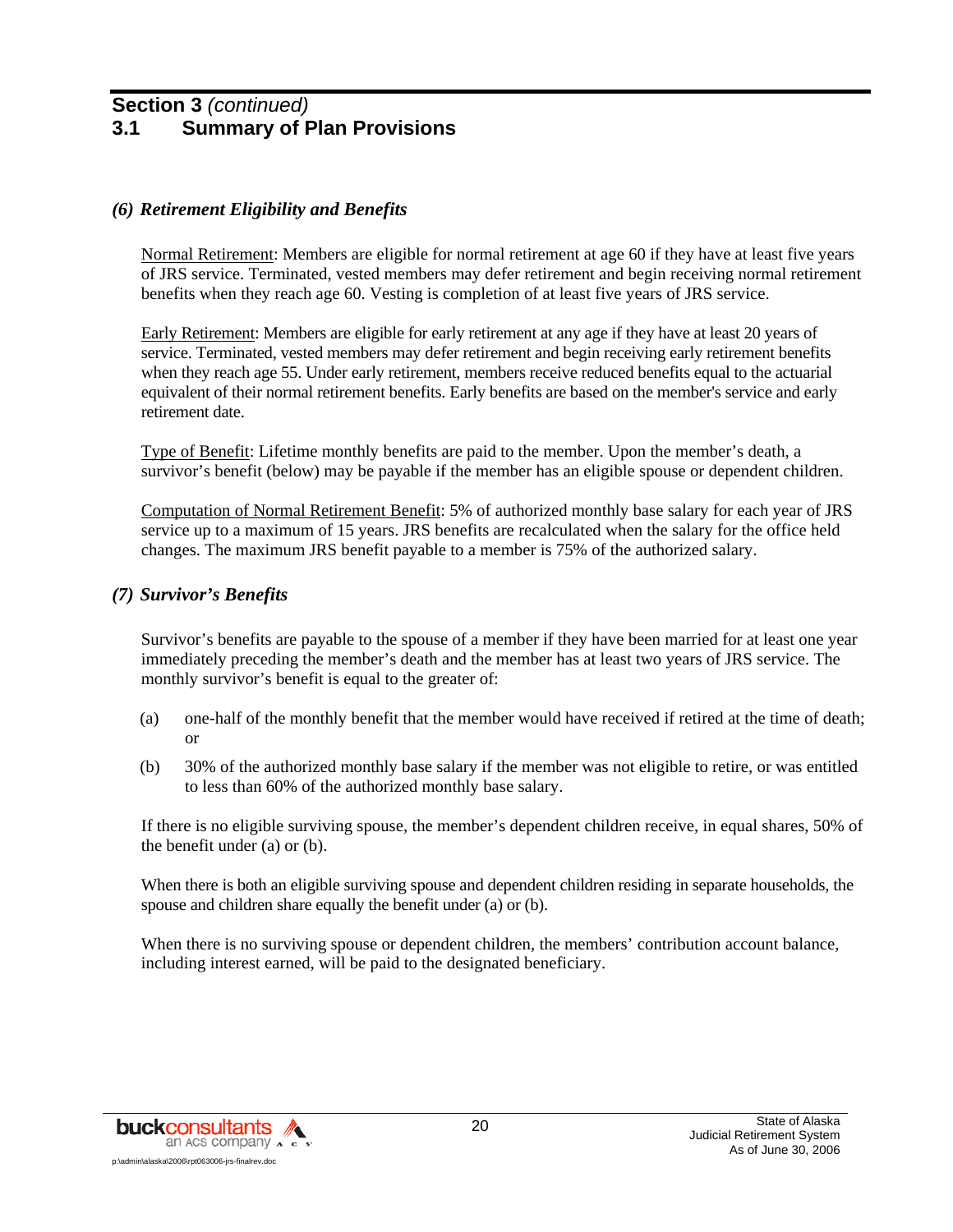## Section 3 *(continued)*
## 3.1 Summary of Plan Provisions

### *(6) Retirement Eligibility and Benefits*

Normal Retirement: Members are eligible for normal retirement at age 60 if they have at least five years of JRS service. Terminated, vested members may defer retirement and begin receiving normal retirement benefits when they reach age 60. Vesting is completion of at least five years of JRS service.

Early Retirement: Members are eligible for early retirement at any age if they have at least 20 years of service. Terminated, vested members may defer retirement and begin receiving early retirement benefits when they reach age 55. Under early retirement, members receive reduced benefits equal to the actuarial equivalent of their normal retirement benefits. Early benefits are based on the member's service and early retirement date.

Type of Benefit: Lifetime monthly benefits are paid to the member. Upon the member's death, a survivor's benefit (below) may be payable if the member has an eligible spouse or dependent children.

Computation of Normal Retirement Benefit: 5% of authorized monthly base salary for each year of JRS service up to a maximum of 15 years. JRS benefits are recalculated when the salary for the office held changes. The maximum JRS benefit payable to a member is 75% of the authorized salary.

### *(7) Survivor's Benefits*

Survivor's benefits are payable to the spouse of a member if they have been married for at least one year immediately preceding the member's death and the member has at least two years of JRS service. The monthly survivor's benefit is equal to the greater of:

(a) one-half of the monthly benefit that the member would have received if retired at the time of death; or

(b) 30% of the authorized monthly base salary if the member was not eligible to retire, or was entitled to less than 60% of the authorized monthly base salary.

If there is no eligible surviving spouse, the member's dependent children receive, in equal shares, 50% of the benefit under (a) or (b).

When there is both an eligible surviving spouse and dependent children residing in separate households, the spouse and children share equally the benefit under (a) or (b).

When there is no surviving spouse or dependent children, the members' contribution account balance, including interest earned, will be paid to the designated beneficiary.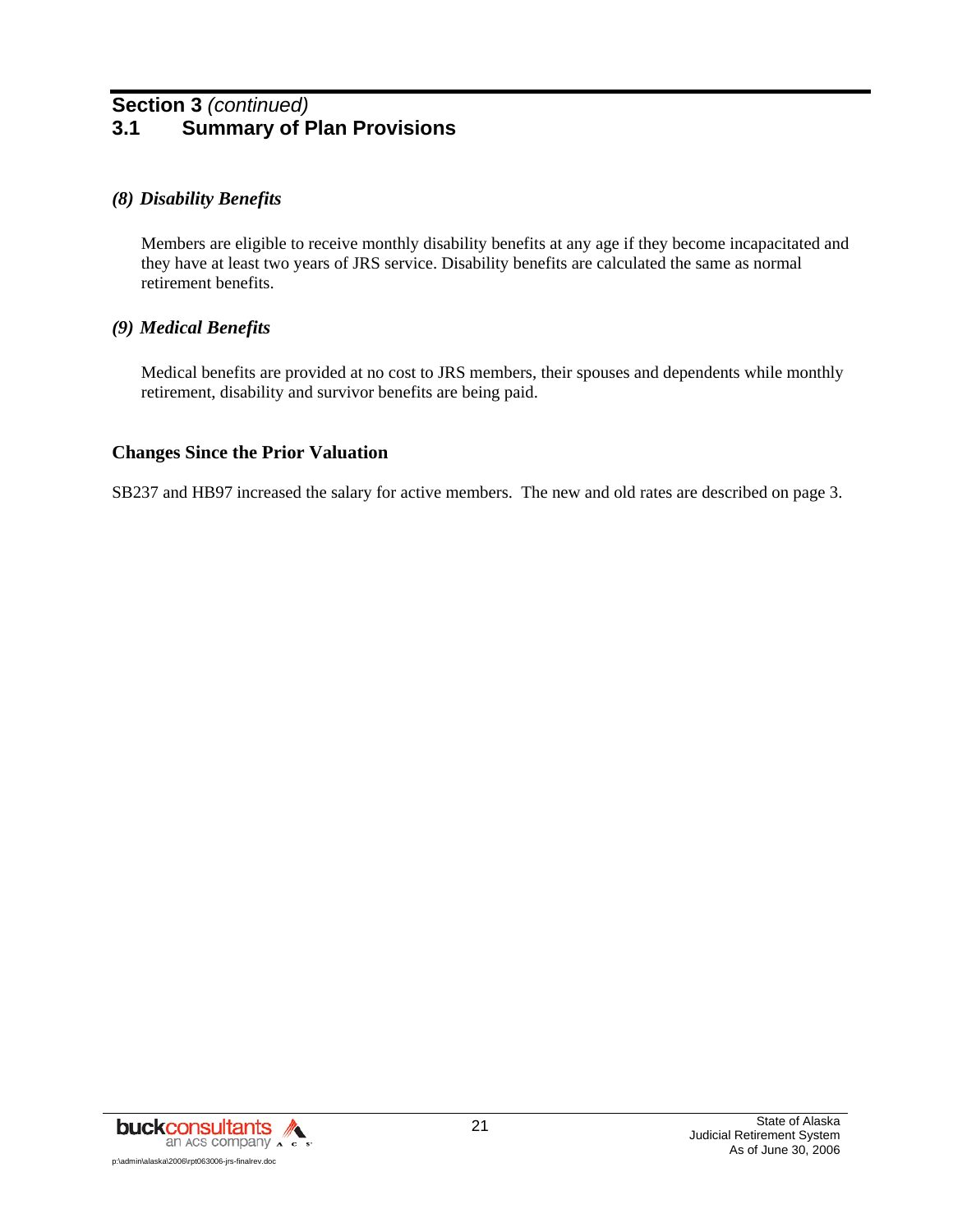## Section 3 *(continued)*

## 3.1 Summary of Plan Provisions

### *(8) Disability Benefits*

Members are eligible to receive monthly disability benefits at any age if they become incapacitated and they have at least two years of JRS service. Disability benefits are calculated the same as normal retirement benefits.

### *(9) Medical Benefits*

Medical benefits are provided at no cost to JRS members, their spouses and dependents while monthly retirement, disability and survivor benefits are being paid.

### Changes Since the Prior Valuation

SB237 and HB97 increased the salary for active members. The new and old rates are described on page 3.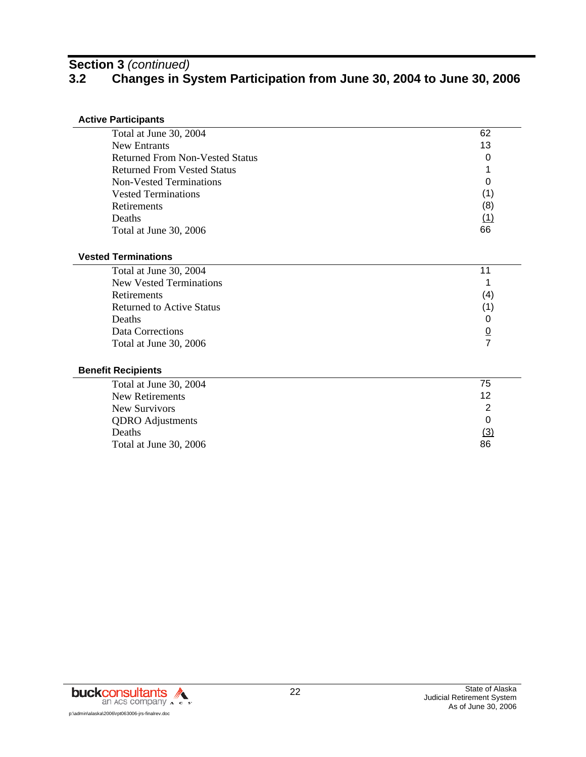## Section 3 *(continued)*

## 3.2 Changes in System Participation from June 30, 2004 to June 30, 2006

**Active Participants**

| | |
|---|---|
| Total at June 30, 2004 | 62 |
| New Entrants | 13 |
| Returned From Non-Vested Status | 0 |
| Returned From Vested Status | 1 |
| Non-Vested Terminations | 0 |
| Vested Terminations | (1) |
| Retirements | (8) |
| Deaths | (1) |
| Total at June 30, 2006 | 66 |

**Vested Terminations**

| | |
|---|---|
| Total at June 30, 2004 | 11 |
| New Vested Terminations | 1 |
| Retirements | (4) |
| Returned to Active Status | (1) |
| Deaths | 0 |
| Data Corrections | 0 |
| Total at June 30, 2006 | 7 |

**Benefit Recipients**

| | |
|---|---|
| Total at June 30, 2004 | 75 |
| New Retirements | 12 |
| New Survivors | 2 |
| QDRO Adjustments | 0 |
| Deaths | (3) |
| Total at June 30, 2006 | 86 |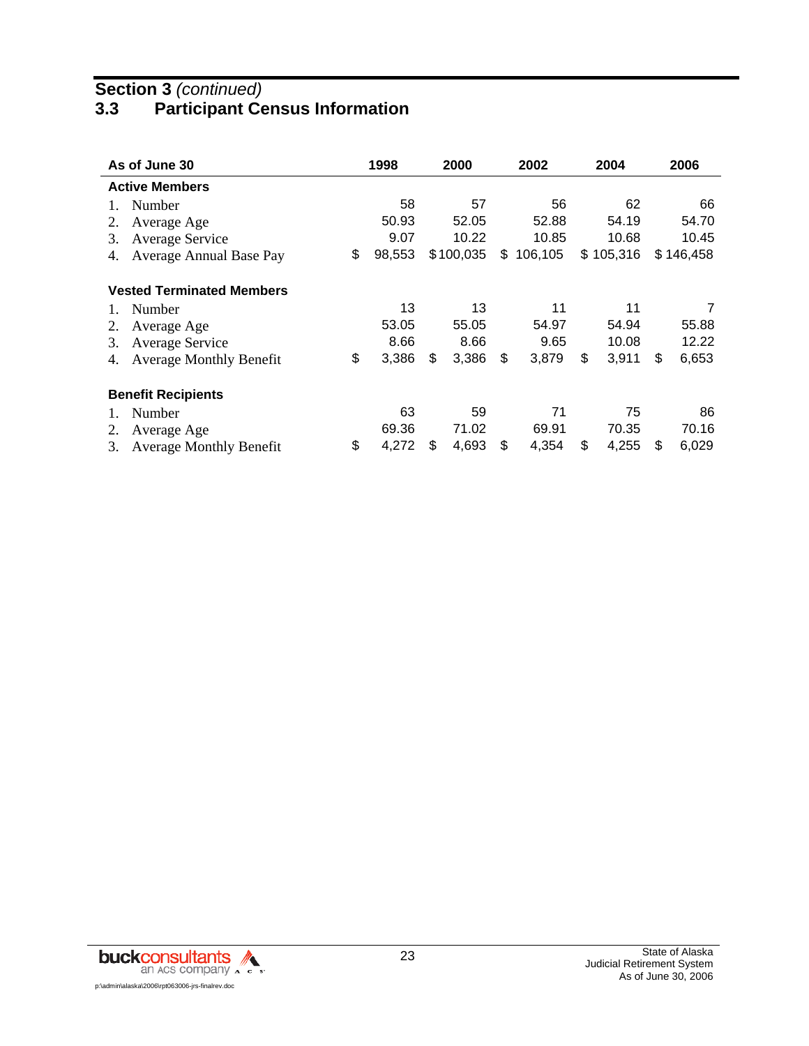## Section 3 *(continued)*

### 3.3 Participant Census Information

| As of June 30 | 1998 | 2000 | 2002 | 2004 | 2006 |
|---|---|---|---|---|---|
| **Active Members** | | | | | |
| 1. Number | 58 | 57 | 56 | 62 | 66 |
| 2. Average Age | 50.93 | 52.05 | 52.88 | 54.19 | 54.70 |
| 3. Average Service | 9.07 | 10.22 | 10.85 | 10.68 | 10.45 |
| 4. Average Annual Base Pay | $ 98,553 | $ 100,035 | $ 106,105 | $ 105,316 | $ 146,458 |
| **Vested Terminated Members** | | | | | |
| 1. Number | 13 | 13 | 11 | 11 | 7 |
| 2. Average Age | 53.05 | 55.05 | 54.97 | 54.94 | 55.88 |
| 3. Average Service | 8.66 | 8.66 | 9.65 | 10.08 | 12.22 |
| 4. Average Monthly Benefit | $ 3,386 | $ 3,386 | $ 3,879 | $ 3,911 | $ 6,653 |
| **Benefit Recipients** | | | | | |
| 1. Number | 63 | 59 | 71 | 75 | 86 |
| 2. Average Age | 69.36 | 71.02 | 69.91 | 70.35 | 70.16 |
| 3. Average Monthly Benefit | $ 4,272 | $ 4,693 | $ 4,354 | $ 4,255 | $ 6,029 |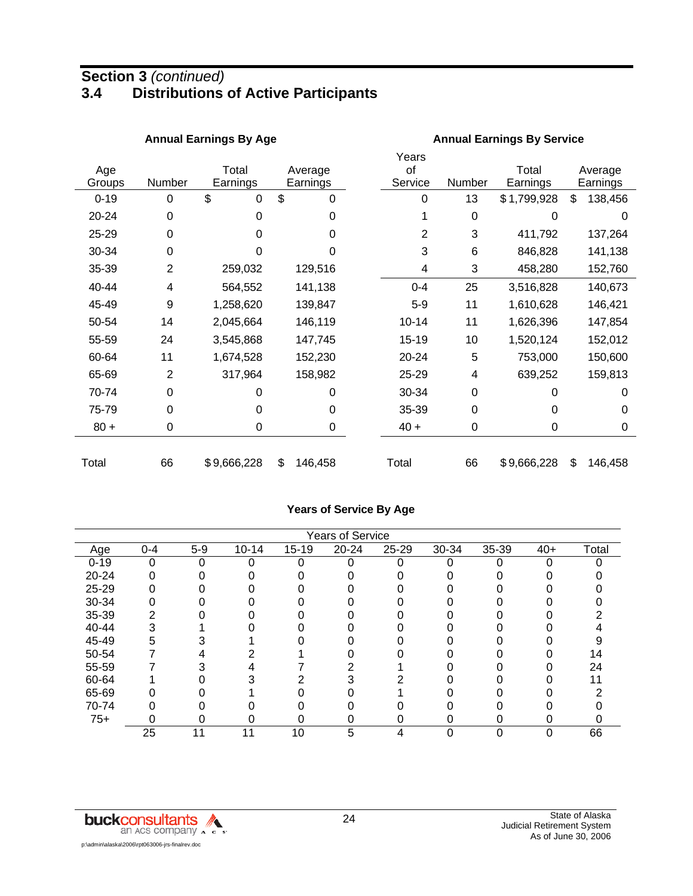**Section 3** *(continued)*

## 3.4 Distributions of Active Participants

### Annual Earnings By Age

| Age Groups | Number | Total Earnings | Average Earnings |
|---|---|---|---|
| 0-19 | 0 | $ 0 | $ 0 |
| 20-24 | 0 | 0 | 0 |
| 25-29 | 0 | 0 | 0 |
| 30-34 | 0 | 0 | 0 |
| 35-39 | 2 | 259,032 | 129,516 |
| 40-44 | 4 | 564,552 | 141,138 |
| 45-49 | 9 | 1,258,620 | 139,847 |
| 50-54 | 14 | 2,045,664 | 146,119 |
| 55-59 | 24 | 3,545,868 | 147,745 |
| 60-64 | 11 | 1,674,528 | 152,230 |
| 65-69 | 2 | 317,964 | 158,982 |
| 70-74 | 0 | 0 | 0 |
| 75-79 | 0 | 0 | 0 |
| 80 + | 0 | 0 | 0 |
| Total | 66 | $9,666,228 | $ 146,458 |

### Annual Earnings By Service

| Years of Service | Number | Total Earnings | Average Earnings |
|---|---|---|---|
| 0 | 13 | $1,799,928 | $ 138,456 |
| 1 | 0 | 0 | 0 |
| 2 | 3 | 411,792 | 137,264 |
| 3 | 6 | 846,828 | 141,138 |
| 4 | 3 | 458,280 | 152,760 |
| 0-4 | 25 | 3,516,828 | 140,673 |
| 5-9 | 11 | 1,610,628 | 146,421 |
| 10-14 | 11 | 1,626,396 | 147,854 |
| 15-19 | 10 | 1,520,124 | 152,012 |
| 20-24 | 5 | 753,000 | 150,600 |
| 25-29 | 4 | 639,252 | 159,813 |
| 30-34 | 0 | 0 | 0 |
| 35-39 | 0 | 0 | 0 |
| 40 + | 0 | 0 | 0 |
| Total | 66 | $9,666,228 | $ 146,458 |

### Years of Service By Age

| | Years of Service | | | | | | | | | |
|---|---|---|---|---|---|---|---|---|---|---|
| Age | 0-4 | 5-9 | 10-14 | 15-19 | 20-24 | 25-29 | 30-34 | 35-39 | 40+ | Total |
| 0-19 | 0 | 0 | 0 | 0 | 0 | 0 | 0 | 0 | 0 | 0 |
| 20-24 | 0 | 0 | 0 | 0 | 0 | 0 | 0 | 0 | 0 | 0 |
| 25-29 | 0 | 0 | 0 | 0 | 0 | 0 | 0 | 0 | 0 | 0 |
| 30-34 | 0 | 0 | 0 | 0 | 0 | 0 | 0 | 0 | 0 | 0 |
| 35-39 | 2 | 0 | 0 | 0 | 0 | 0 | 0 | 0 | 0 | 2 |
| 40-44 | 3 | 1 | 0 | 0 | 0 | 0 | 0 | 0 | 0 | 4 |
| 45-49 | 5 | 3 | 1 | 0 | 0 | 0 | 0 | 0 | 0 | 9 |
| 50-54 | 7 | 4 | 2 | 1 | 0 | 0 | 0 | 0 | 0 | 14 |
| 55-59 | 7 | 3 | 4 | 7 | 2 | 1 | 0 | 0 | 0 | 24 |
| 60-64 | 1 | 0 | 3 | 2 | 3 | 2 | 0 | 0 | 0 | 11 |
| 65-69 | 0 | 0 | 1 | 0 | 0 | 1 | 0 | 0 | 0 | 2 |
| 70-74 | 0 | 0 | 0 | 0 | 0 | 0 | 0 | 0 | 0 | 0 |
| 75+ | 0 | 0 | 0 | 0 | 0 | 0 | 0 | 0 | 0 | 0 |
| | 25 | 11 | 11 | 10 | 5 | 4 | 0 | 0 | 0 | 66 |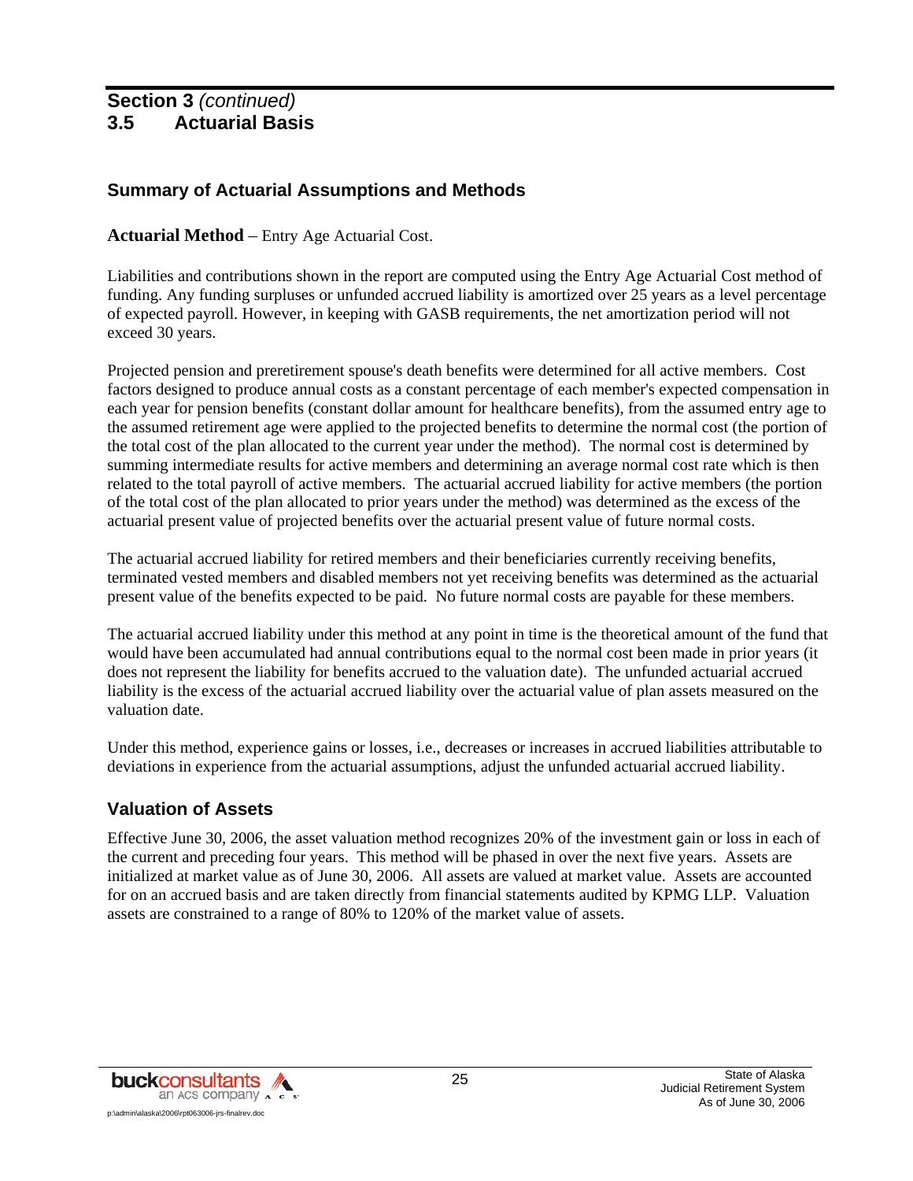## Section 3 *(continued)*
## 3.5 Actuarial Basis

### Summary of Actuarial Assumptions and Methods

**Actuarial Method** – Entry Age Actuarial Cost.

Liabilities and contributions shown in the report are computed using the Entry Age Actuarial Cost method of funding. Any funding surpluses or unfunded accrued liability is amortized over 25 years as a level percentage of expected payroll. However, in keeping with GASB requirements, the net amortization period will not exceed 30 years.

Projected pension and preretirement spouse's death benefits were determined for all active members. Cost factors designed to produce annual costs as a constant percentage of each member's expected compensation in each year for pension benefits (constant dollar amount for healthcare benefits), from the assumed entry age to the assumed retirement age were applied to the projected benefits to determine the normal cost (the portion of the total cost of the plan allocated to the current year under the method). The normal cost is determined by summing intermediate results for active members and determining an average normal cost rate which is then related to the total payroll of active members. The actuarial accrued liability for active members (the portion of the total cost of the plan allocated to prior years under the method) was determined as the excess of the actuarial present value of projected benefits over the actuarial present value of future normal costs.

The actuarial accrued liability for retired members and their beneficiaries currently receiving benefits, terminated vested members and disabled members not yet receiving benefits was determined as the actuarial present value of the benefits expected to be paid. No future normal costs are payable for these members.

The actuarial accrued liability under this method at any point in time is the theoretical amount of the fund that would have been accumulated had annual contributions equal to the normal cost been made in prior years (it does not represent the liability for benefits accrued to the valuation date). The unfunded actuarial accrued liability is the excess of the actuarial accrued liability over the actuarial value of plan assets measured on the valuation date.

Under this method, experience gains or losses, i.e., decreases or increases in accrued liabilities attributable to deviations in experience from the actuarial assumptions, adjust the unfunded actuarial accrued liability.

### Valuation of Assets

Effective June 30, 2006, the asset valuation method recognizes 20% of the investment gain or loss in each of the current and preceding four years. This method will be phased in over the next five years. Assets are initialized at market value as of June 30, 2006. All assets are valued at market value. Assets are accounted for on an accrued basis and are taken directly from financial statements audited by KPMG LLP. Valuation assets are constrained to a range of 80% to 120% of the market value of assets.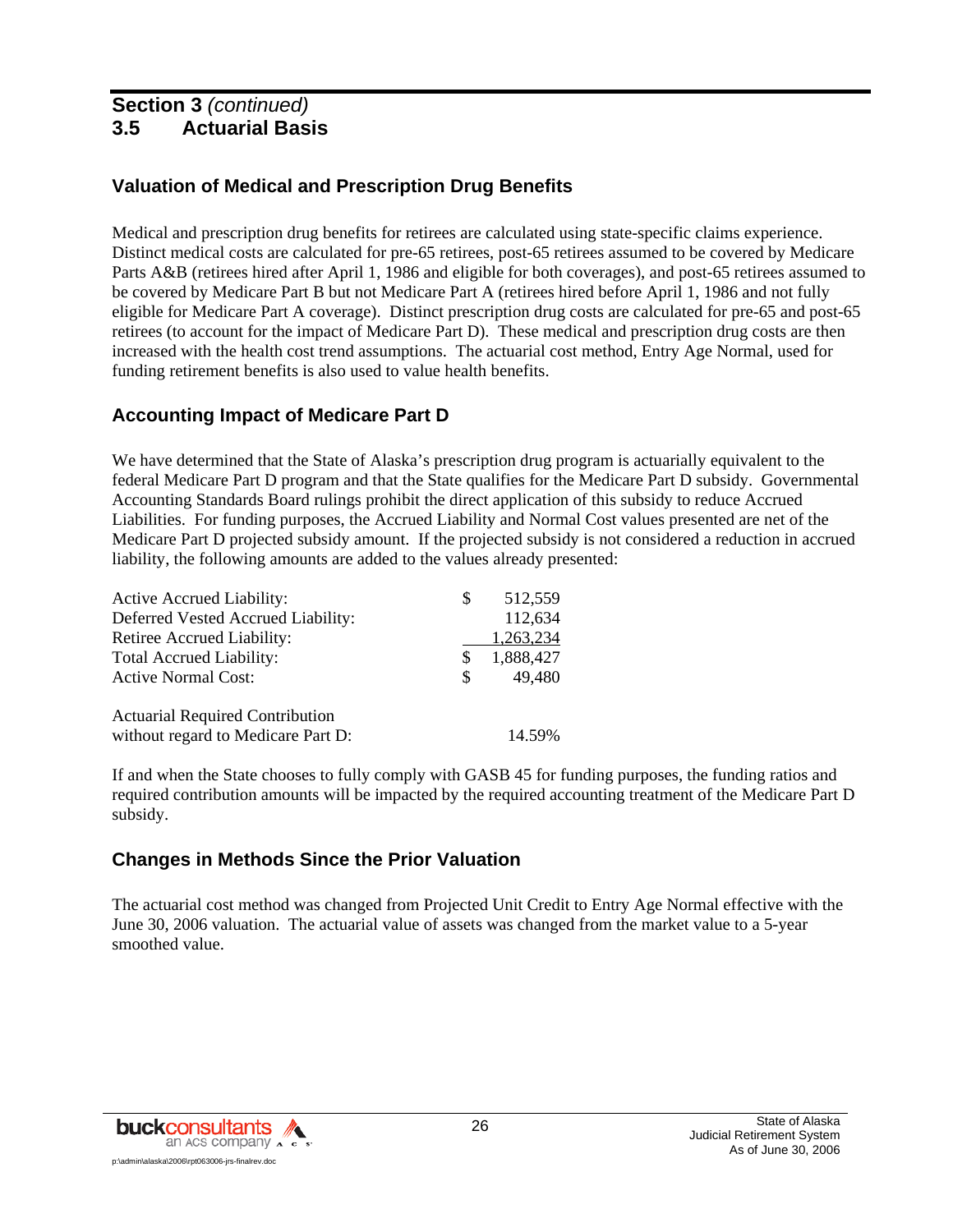## Section 3 *(continued)*
## 3.5 Actuarial Basis

### Valuation of Medical and Prescription Drug Benefits

Medical and prescription drug benefits for retirees are calculated using state-specific claims experience. Distinct medical costs are calculated for pre-65 retirees, post-65 retirees assumed to be covered by Medicare Parts A&B (retirees hired after April 1, 1986 and eligible for both coverages), and post-65 retirees assumed to be covered by Medicare Part B but not Medicare Part A (retirees hired before April 1, 1986 and not fully eligible for Medicare Part A coverage). Distinct prescription drug costs are calculated for pre-65 and post-65 retirees (to account for the impact of Medicare Part D). These medical and prescription drug costs are then increased with the health cost trend assumptions. The actuarial cost method, Entry Age Normal, used for funding retirement benefits is also used to value health benefits.

### Accounting Impact of Medicare Part D

We have determined that the State of Alaska's prescription drug program is actuarially equivalent to the federal Medicare Part D program and that the State qualifies for the Medicare Part D subsidy. Governmental Accounting Standards Board rulings prohibit the direct application of this subsidy to reduce Accrued Liabilities. For funding purposes, the Accrued Liability and Normal Cost values presented are net of the Medicare Part D projected subsidy amount. If the projected subsidy is not considered a reduction in accrued liability, the following amounts are added to the values already presented:

| | |
|---|---|
| Active Accrued Liability: | $ 512,559 |
| Deferred Vested Accrued Liability: | 112,634 |
| Retiree Accrued Liability: | 1,263,234 |
| Total Accrued Liability: | $ 1,888,427 |
| Active Normal Cost: | $ 49,480 |
| Actuarial Required Contribution without regard to Medicare Part D: | 14.59% |

If and when the State chooses to fully comply with GASB 45 for funding purposes, the funding ratios and required contribution amounts will be impacted by the required accounting treatment of the Medicare Part D subsidy.

### Changes in Methods Since the Prior Valuation

The actuarial cost method was changed from Projected Unit Credit to Entry Age Normal effective with the June 30, 2006 valuation. The actuarial value of assets was changed from the market value to a 5-year smoothed value.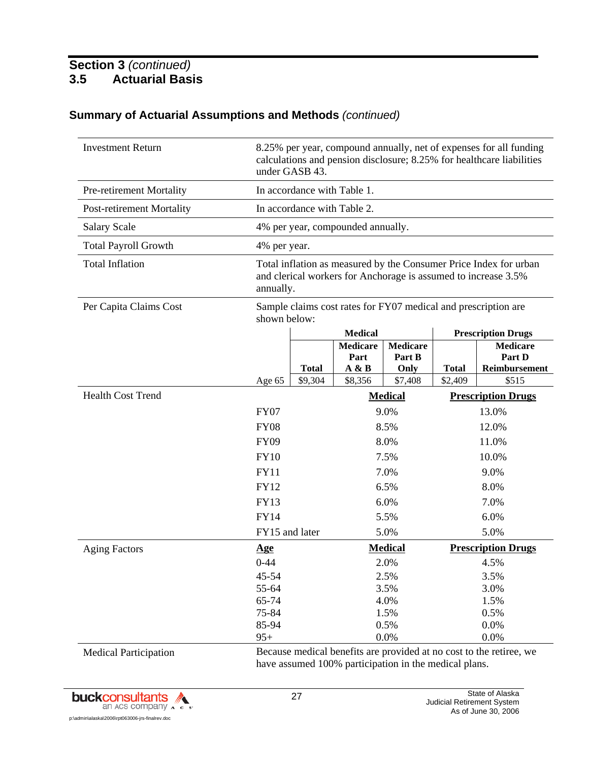## Section 3 *(continued)*

## 3.5 Actuarial Basis

### Summary of Actuarial Assumptions and Methods *(continued)*

| | |
|---|---|
| Investment Return | 8.25% per year, compound annually, net of expenses for all funding calculations and pension disclosure; 8.25% for healthcare liabilities under GASB 43. |
| Pre-retirement Mortality | In accordance with Table 1. |
| Post-retirement Mortality | In accordance with Table 2. |
| Salary Scale | 4% per year, compounded annually. |
| Total Payroll Growth | 4% per year. |
| Total Inflation | Total inflation as measured by the Consumer Price Index for urban and clerical workers for Anchorage is assumed to increase 3.5% annually. |
| Per Capita Claims Cost | Sample claims cost rates for FY07 medical and prescription are shown below: |

| | Medical | | | Prescription Drugs | |
|---|---|---|---|---|---|
| | Total | Medicare Part A & B | Medicare Part B Only | Total | Medicare Part D Reimbursement |
| Age 65 | $9,304 | $8,356 | $7,408 | $2,409 | $515 |

**Health Cost Trend**

| | Medical | Prescription Drugs |
|---|---|---|
| FY07 | 9.0% | 13.0% |
| FY08 | 8.5% | 12.0% |
| FY09 | 8.0% | 11.0% |
| FY10 | 7.5% | 10.0% |
| FY11 | 7.0% | 9.0% |
| FY12 | 6.5% | 8.0% |
| FY13 | 6.0% | 7.0% |
| FY14 | 5.5% | 6.0% |
| FY15 and later | 5.0% | 5.0% |

**Aging Factors**

| Age | Medical | Prescription Drugs |
|---|---|---|
| 0-44 | 2.0% | 4.5% |
| 45-54 | 2.5% | 3.5% |
| 55-64 | 3.5% | 3.0% |
| 65-74 | 4.0% | 1.5% |
| 75-84 | 1.5% | 0.5% |
| 85-94 | 0.5% | 0.0% |
| 95+ | 0.0% | 0.0% |

| | |
|---|---|
| Medical Participation | Because medical benefits are provided at no cost to the retiree, we have assumed 100% participation in the medical plans. |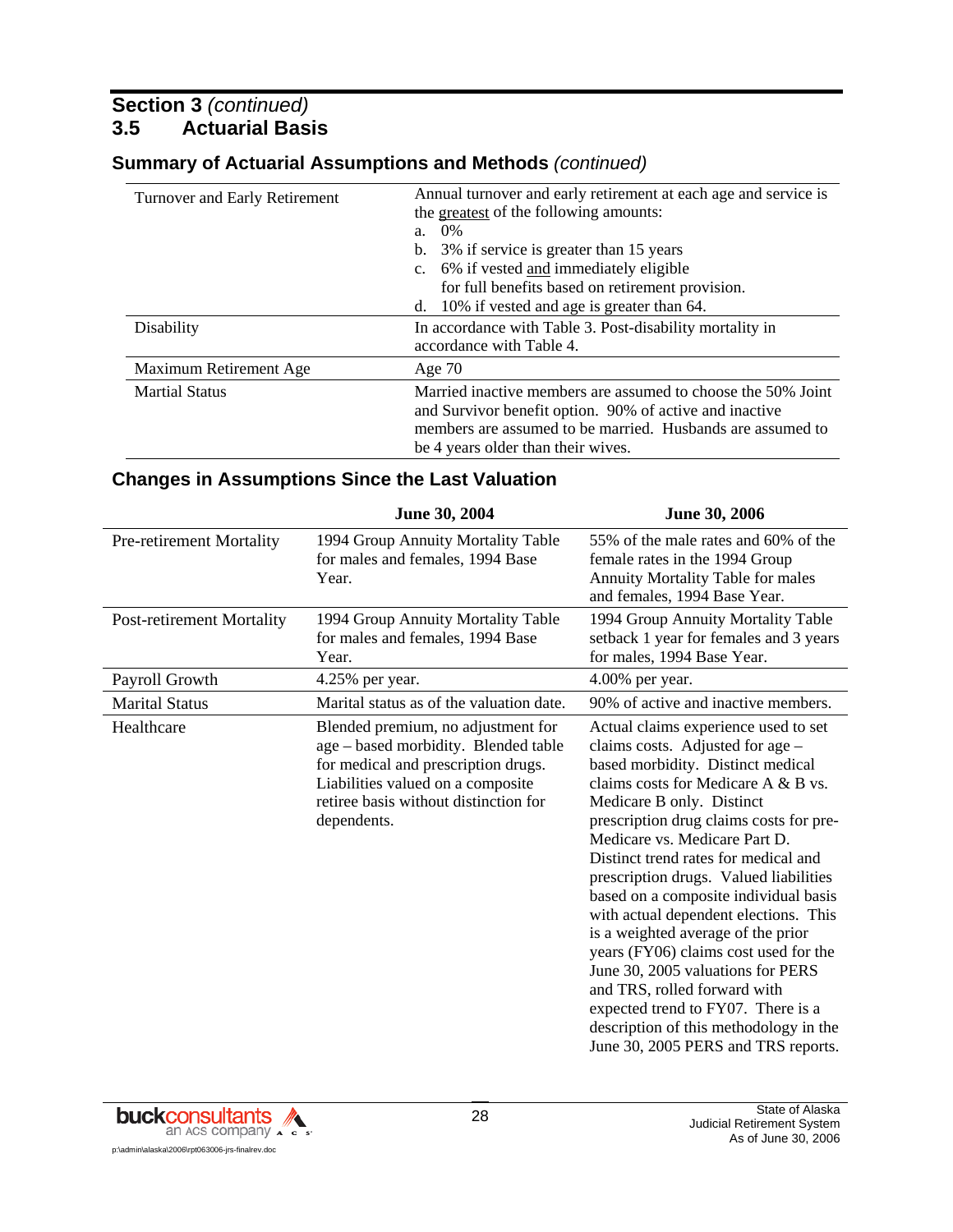## Section 3 *(continued)*
## 3.5 Actuarial Basis

### Summary of Actuarial Assumptions and Methods *(continued)*

| | |
|---|---|
| Turnover and Early Retirement | Annual turnover and early retirement at each age and service is the greatest of the following amounts: a. 0% b. 3% if service is greater than 15 years c. 6% if vested and immediately eligible for full benefits based on retirement provision. d. 10% if vested and age is greater than 64. |
| Disability | In accordance with Table 3. Post-disability mortality in accordance with Table 4. |
| Maximum Retirement Age | Age 70 |
| Martial Status | Married inactive members are assumed to choose the 50% Joint and Survivor benefit option. 90% of active and inactive members are assumed to be married. Husbands are assumed to be 4 years older than their wives. |

### Changes in Assumptions Since the Last Valuation

| | June 30, 2004 | June 30, 2006 |
|---|---|---|
| Pre-retirement Mortality | 1994 Group Annuity Mortality Table for males and females, 1994 Base Year. | 55% of the male rates and 60% of the female rates in the 1994 Group Annuity Mortality Table for males and females, 1994 Base Year. |
| Post-retirement Mortality | 1994 Group Annuity Mortality Table for males and females, 1994 Base Year. | 1994 Group Annuity Mortality Table setback 1 year for females and 3 years for males, 1994 Base Year. |
| Payroll Growth | 4.25% per year. | 4.00% per year. |
| Marital Status | Marital status as of the valuation date. | 90% of active and inactive members. |
| Healthcare | Blended premium, no adjustment for age – based morbidity. Blended table for medical and prescription drugs. Liabilities valued on a composite retiree basis without distinction for dependents. | Actual claims experience used to set claims costs. Adjusted for age – based morbidity. Distinct medical claims costs for Medicare A & B vs. Medicare B only. Distinct prescription drug claims costs for pre-Medicare vs. Medicare Part D. Distinct trend rates for medical and prescription drugs. Valued liabilities based on a composite individual basis with actual dependent elections. This is a weighted average of the prior years (FY06) claims cost used for the June 30, 2005 valuations for PERS and TRS, rolled forward with expected trend to FY07. There is a description of this methodology in the June 30, 2005 PERS and TRS reports. |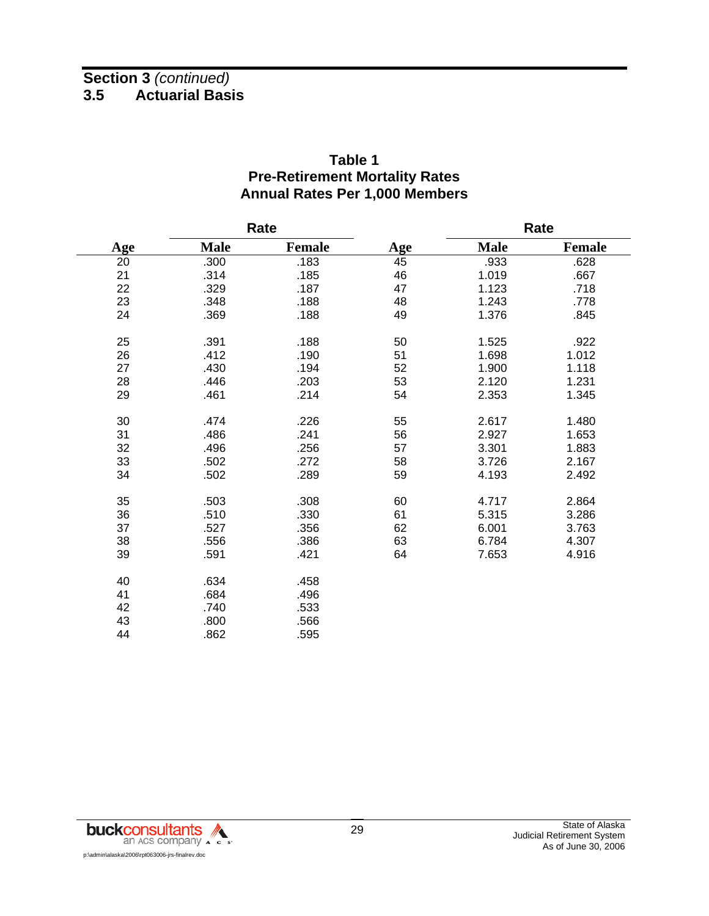## Section 3 *(continued)*
## 3.5 Actuarial Basis

**Table 1**
**Pre-Retirement Mortality Rates**
**Annual Rates Per 1,000 Members**

| | Rate | | | Rate | |
|---|---|---|---|---|---|
| **Age** | **Male** | **Female** | **Age** | **Male** | **Female** |
| 20 | .300 | .183 | 45 | .933 | .628 |
| 21 | .314 | .185 | 46 | 1.019 | .667 |
| 22 | .329 | .187 | 47 | 1.123 | .718 |
| 23 | .348 | .188 | 48 | 1.243 | .778 |
| 24 | .369 | .188 | 49 | 1.376 | .845 |
| 25 | .391 | .188 | 50 | 1.525 | .922 |
| 26 | .412 | .190 | 51 | 1.698 | 1.012 |
| 27 | .430 | .194 | 52 | 1.900 | 1.118 |
| 28 | .446 | .203 | 53 | 2.120 | 1.231 |
| 29 | .461 | .214 | 54 | 2.353 | 1.345 |
| 30 | .474 | .226 | 55 | 2.617 | 1.480 |
| 31 | .486 | .241 | 56 | 2.927 | 1.653 |
| 32 | .496 | .256 | 57 | 3.301 | 1.883 |
| 33 | .502 | .272 | 58 | 3.726 | 2.167 |
| 34 | .502 | .289 | 59 | 4.193 | 2.492 |
| 35 | .503 | .308 | 60 | 4.717 | 2.864 |
| 36 | .510 | .330 | 61 | 5.315 | 3.286 |
| 37 | .527 | .356 | 62 | 6.001 | 3.763 |
| 38 | .556 | .386 | 63 | 6.784 | 4.307 |
| 39 | .591 | .421 | 64 | 7.653 | 4.916 |
| 40 | .634 | .458 | | | |
| 41 | .684 | .496 | | | |
| 42 | .740 | .533 | | | |
| 43 | .800 | .566 | | | |
| 44 | .862 | .595 | | | |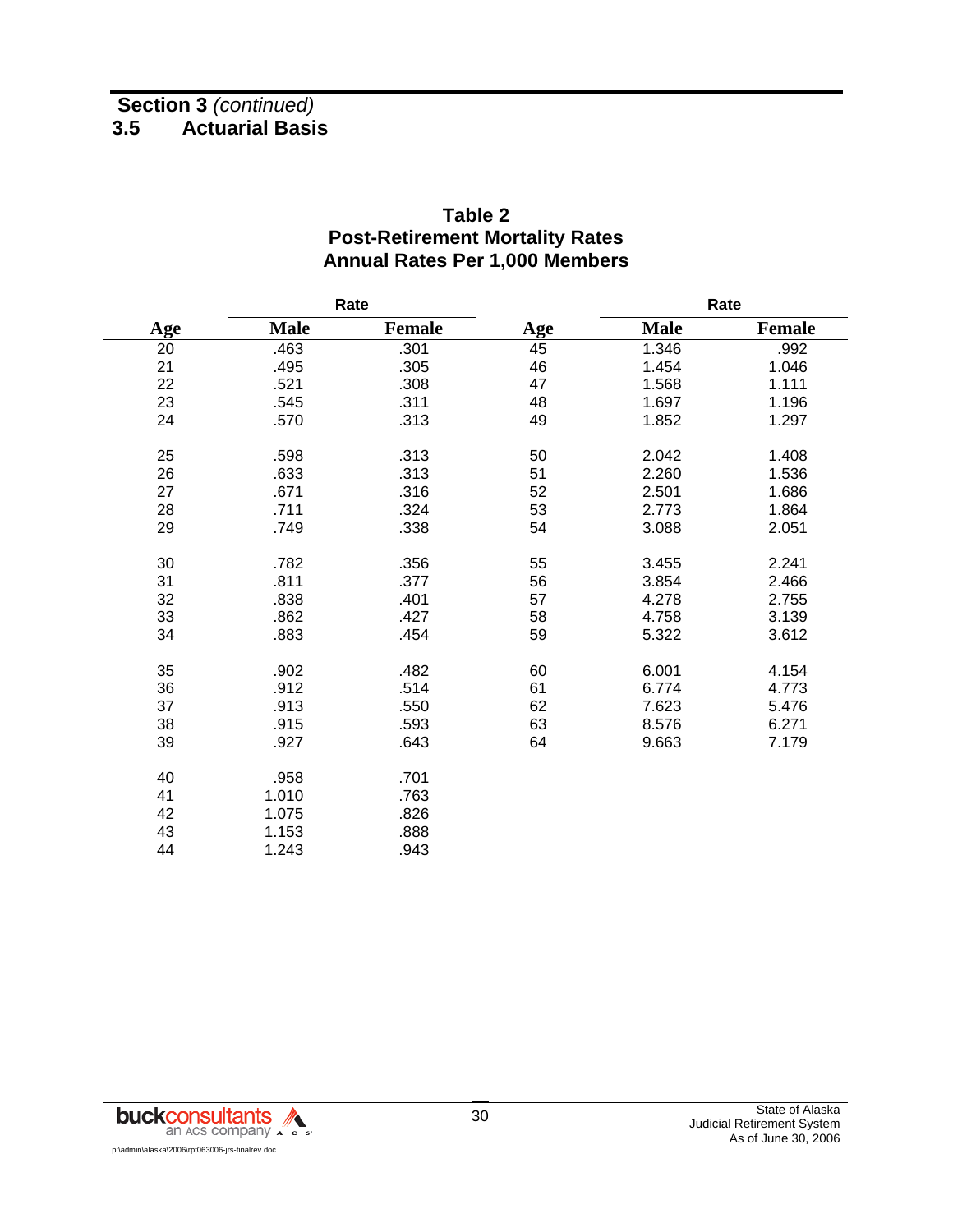**Section 3** *(continued)*

## 3.5 Actuarial Basis

### Table 2
### Post-Retirement Mortality Rates
### Annual Rates Per 1,000 Members

| | Rate | | | Rate | |
|---|---|---|---|---|---|
| **Age** | **Male** | **Female** | **Age** | **Male** | **Female** |
| 20 | .463 | .301 | 45 | 1.346 | .992 |
| 21 | .495 | .305 | 46 | 1.454 | 1.046 |
| 22 | .521 | .308 | 47 | 1.568 | 1.111 |
| 23 | .545 | .311 | 48 | 1.697 | 1.196 |
| 24 | .570 | .313 | 49 | 1.852 | 1.297 |
| 25 | .598 | .313 | 50 | 2.042 | 1.408 |
| 26 | .633 | .313 | 51 | 2.260 | 1.536 |
| 27 | .671 | .316 | 52 | 2.501 | 1.686 |
| 28 | .711 | .324 | 53 | 2.773 | 1.864 |
| 29 | .749 | .338 | 54 | 3.088 | 2.051 |
| 30 | .782 | .356 | 55 | 3.455 | 2.241 |
| 31 | .811 | .377 | 56 | 3.854 | 2.466 |
| 32 | .838 | .401 | 57 | 4.278 | 2.755 |
| 33 | .862 | .427 | 58 | 4.758 | 3.139 |
| 34 | .883 | .454 | 59 | 5.322 | 3.612 |
| 35 | .902 | .482 | 60 | 6.001 | 4.154 |
| 36 | .912 | .514 | 61 | 6.774 | 4.773 |
| 37 | .913 | .550 | 62 | 7.623 | 5.476 |
| 38 | .915 | .593 | 63 | 8.576 | 6.271 |
| 39 | .927 | .643 | 64 | 9.663 | 7.179 |
| 40 | .958 | .701 | | | |
| 41 | 1.010 | .763 | | | |
| 42 | 1.075 | .826 | | | |
| 43 | 1.153 | .888 | | | |
| 44 | 1.243 | .943 | | | |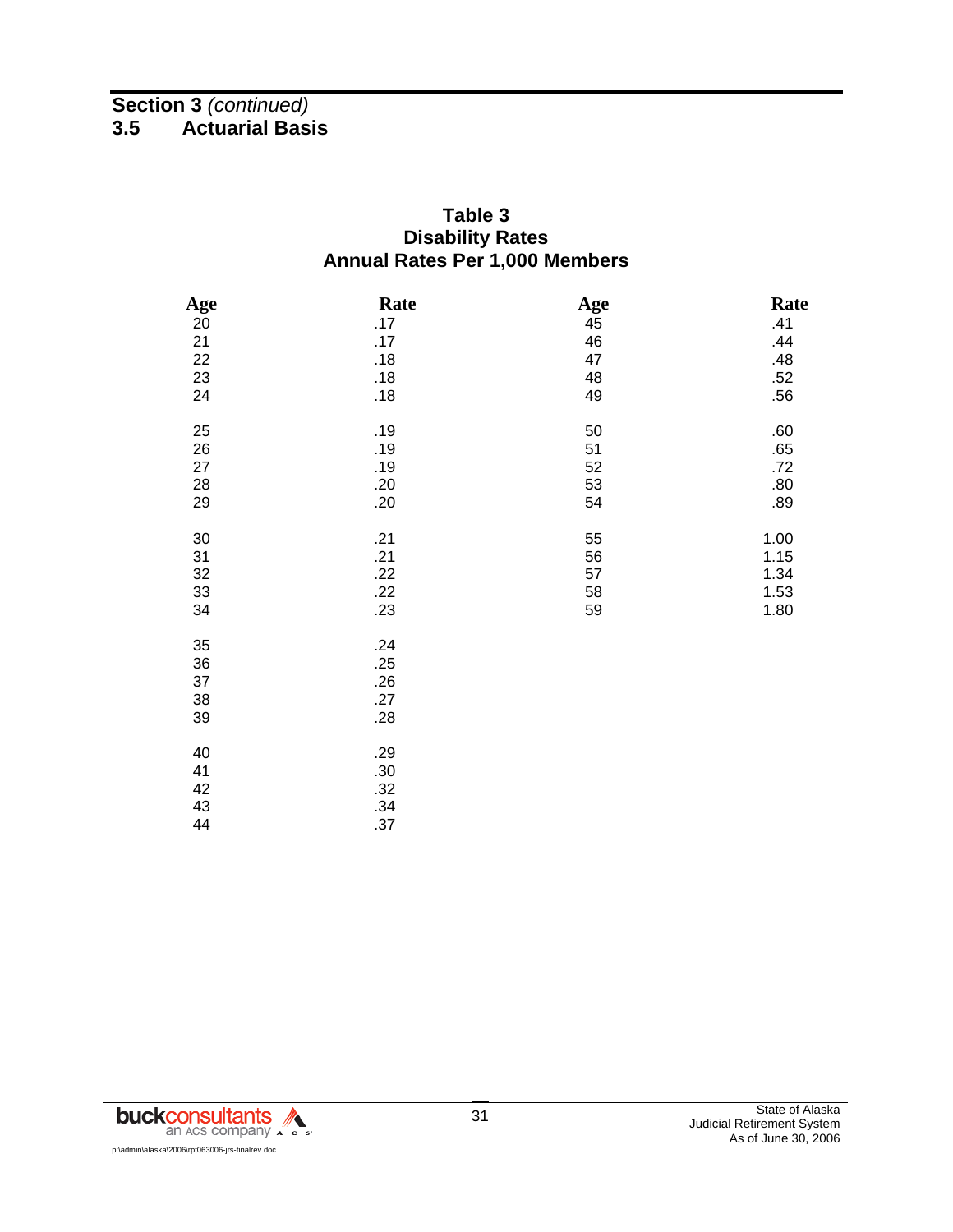## Section 3 *(continued)*

## 3.5 Actuarial Basis

**Table 3**
**Disability Rates**
**Annual Rates Per 1,000 Members**

| Age | Rate | Age | Rate |
|---|---|---|---|
| 20 | .17 | 45 | .41 |
| 21 | .17 | 46 | .44 |
| 22 | .18 | 47 | .48 |
| 23 | .18 | 48 | .52 |
| 24 | .18 | 49 | .56 |
| 25 | .19 | 50 | .60 |
| 26 | .19 | 51 | .65 |
| 27 | .19 | 52 | .72 |
| 28 | .20 | 53 | .80 |
| 29 | .20 | 54 | .89 |
| 30 | .21 | 55 | 1.00 |
| 31 | .21 | 56 | 1.15 |
| 32 | .22 | 57 | 1.34 |
| 33 | .22 | 58 | 1.53 |
| 34 | .23 | 59 | 1.80 |
| 35 | .24 | | |
| 36 | .25 | | |
| 37 | .26 | | |
| 38 | .27 | | |
| 39 | .28 | | |
| 40 | .29 | | |
| 41 | .30 | | |
| 42 | .32 | | |
| 43 | .34 | | |
| 44 | .37 | | |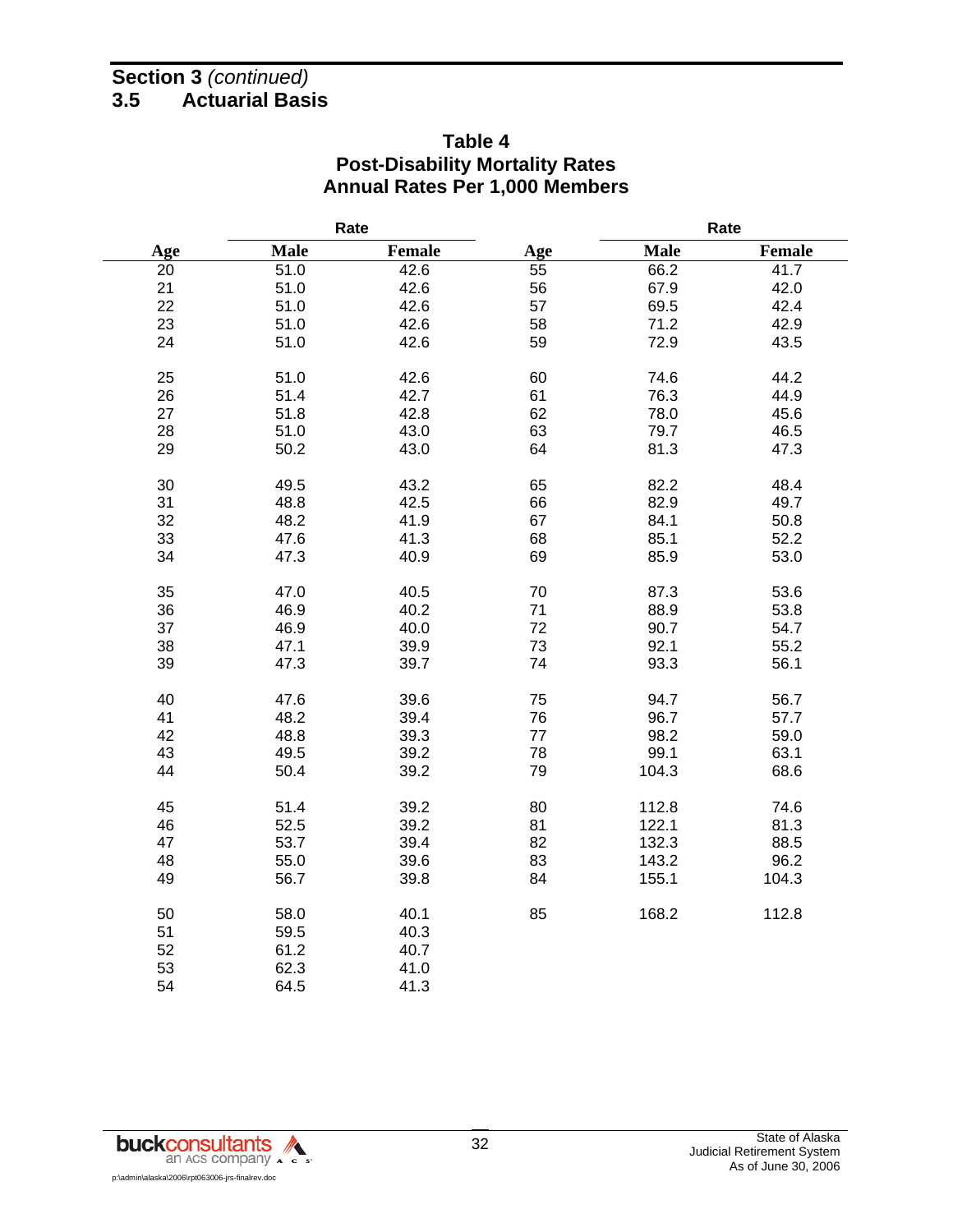## Section 3 *(continued)*
## 3.5 Actuarial Basis

**Table 4**
**Post-Disability Mortality Rates**
**Annual Rates Per 1,000 Members**

| | Rate | | | Rate | |
|---|---|---|---|---|---|
| **Age** | **Male** | **Female** | **Age** | **Male** | **Female** |
| 20 | 51.0 | 42.6 | 55 | 66.2 | 41.7 |
| 21 | 51.0 | 42.6 | 56 | 67.9 | 42.0 |
| 22 | 51.0 | 42.6 | 57 | 69.5 | 42.4 |
| 23 | 51.0 | 42.6 | 58 | 71.2 | 42.9 |
| 24 | 51.0 | 42.6 | 59 | 72.9 | 43.5 |
| 25 | 51.0 | 42.6 | 60 | 74.6 | 44.2 |
| 26 | 51.4 | 42.7 | 61 | 76.3 | 44.9 |
| 27 | 51.8 | 42.8 | 62 | 78.0 | 45.6 |
| 28 | 51.0 | 43.0 | 63 | 79.7 | 46.5 |
| 29 | 50.2 | 43.0 | 64 | 81.3 | 47.3 |
| 30 | 49.5 | 43.2 | 65 | 82.2 | 48.4 |
| 31 | 48.8 | 42.5 | 66 | 82.9 | 49.7 |
| 32 | 48.2 | 41.9 | 67 | 84.1 | 50.8 |
| 33 | 47.6 | 41.3 | 68 | 85.1 | 52.2 |
| 34 | 47.3 | 40.9 | 69 | 85.9 | 53.0 |
| 35 | 47.0 | 40.5 | 70 | 87.3 | 53.6 |
| 36 | 46.9 | 40.2 | 71 | 88.9 | 53.8 |
| 37 | 46.9 | 40.0 | 72 | 90.7 | 54.7 |
| 38 | 47.1 | 39.9 | 73 | 92.1 | 55.2 |
| 39 | 47.3 | 39.7 | 74 | 93.3 | 56.1 |
| 40 | 47.6 | 39.6 | 75 | 94.7 | 56.7 |
| 41 | 48.2 | 39.4 | 76 | 96.7 | 57.7 |
| 42 | 48.8 | 39.3 | 77 | 98.2 | 59.0 |
| 43 | 49.5 | 39.2 | 78 | 99.1 | 63.1 |
| 44 | 50.4 | 39.2 | 79 | 104.3 | 68.6 |
| 45 | 51.4 | 39.2 | 80 | 112.8 | 74.6 |
| 46 | 52.5 | 39.2 | 81 | 122.1 | 81.3 |
| 47 | 53.7 | 39.4 | 82 | 132.3 | 88.5 |
| 48 | 55.0 | 39.6 | 83 | 143.2 | 96.2 |
| 49 | 56.7 | 39.8 | 84 | 155.1 | 104.3 |
| 50 | 58.0 | 40.1 | 85 | 168.2 | 112.8 |
| 51 | 59.5 | 40.3 | | | |
| 52 | 61.2 | 40.7 | | | |
| 53 | 62.3 | 41.0 | | | |
| 54 | 64.5 | 41.3 | | | |